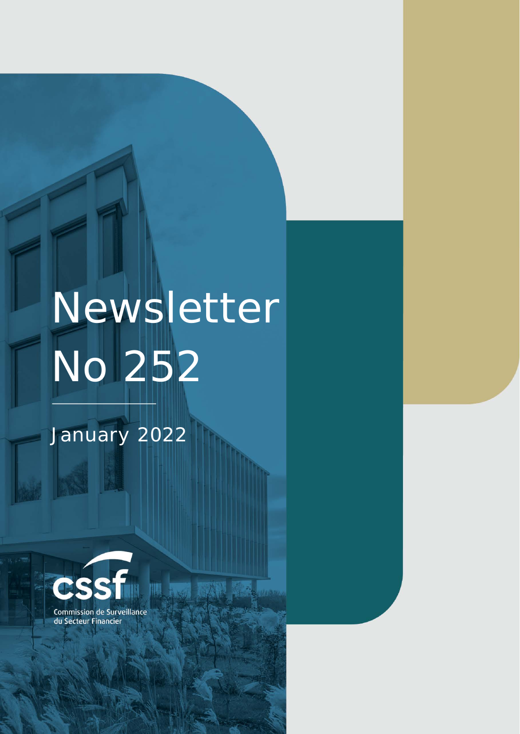# Newsletter No 252

January 2022

Commission de Surveillance du Secteur Financier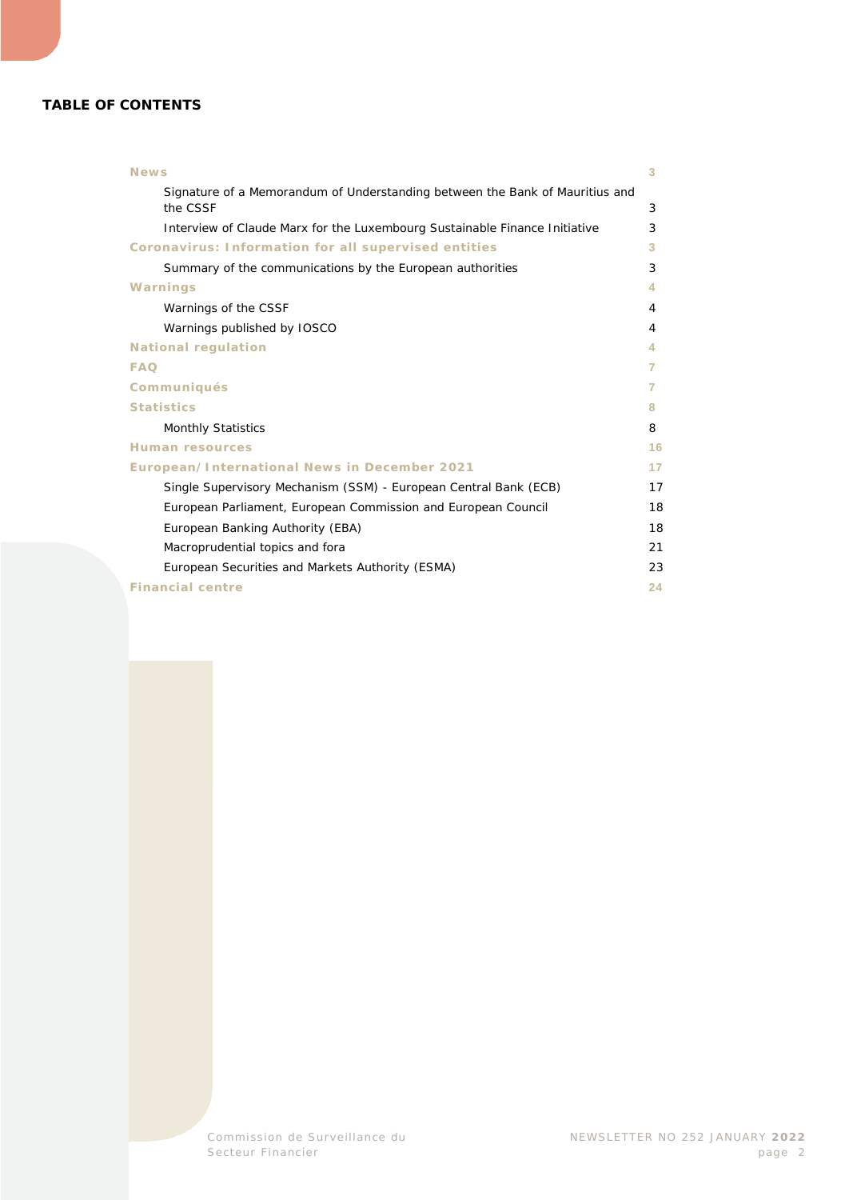**TABLE OF CONTENTS**

| | |
|---|---|
| **News** | 3 |
| Signature of a Memorandum of Understanding between the Bank of Mauritius and the CSSF | 3 |
| Interview of Claude Marx for the Luxembourg Sustainable Finance Initiative | 3 |
| **Coronavirus: Information for all supervised entities** | 3 |
| Summary of the communications by the European authorities | 3 |
| **Warnings** | 4 |
| Warnings of the CSSF | 4 |
| Warnings published by IOSCO | 4 |
| **National regulation** | 4 |
| **FAQ** | 7 |
| **Communiqués** | 7 |
| **Statistics** | 8 |
| Monthly Statistics | 8 |
| **Human resources** | 16 |
| **European/International News in December 2021** | 17 |
| Single Supervisory Mechanism (SSM) - European Central Bank (ECB) | 17 |
| European Parliament, European Commission and European Council | 18 |
| European Banking Authority (EBA) | 18 |
| Macroprudential topics and fora | 21 |
| European Securities and Markets Authority (ESMA) | 23 |
| **Financial centre** | 24 |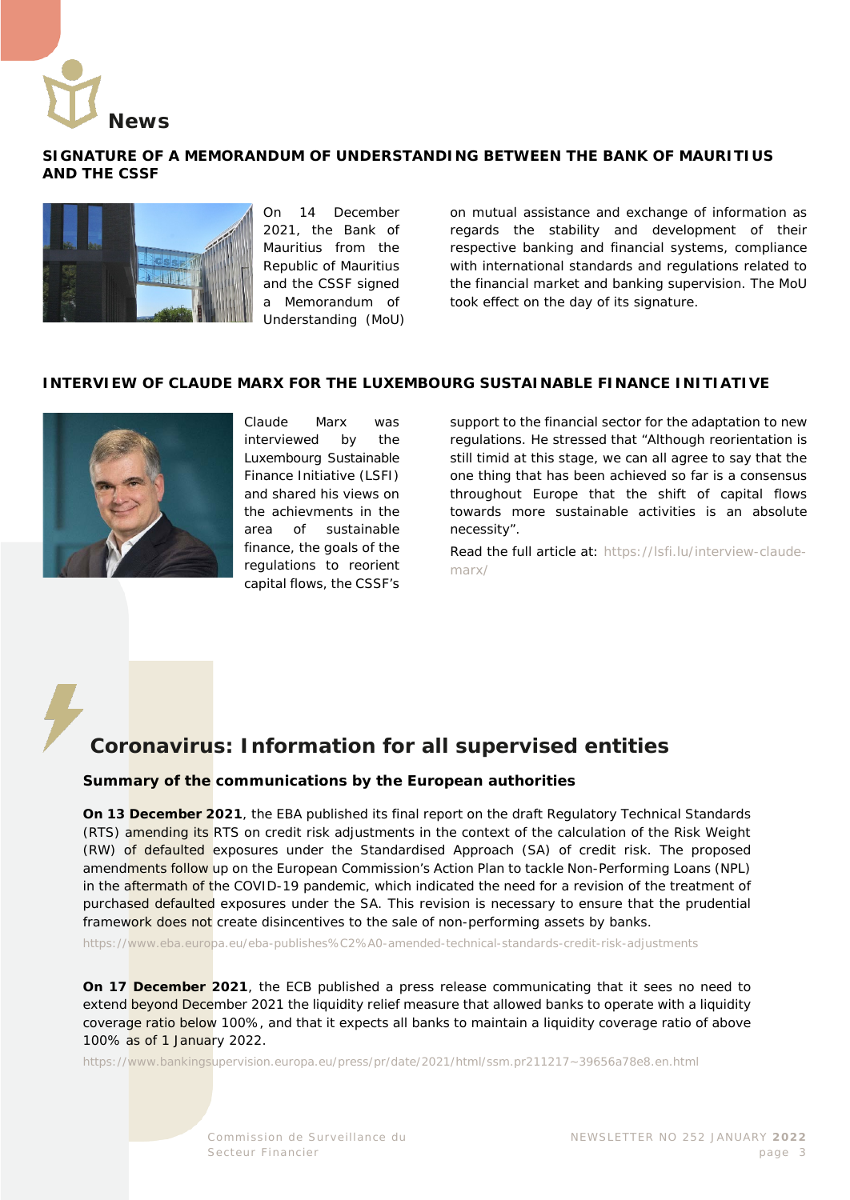# News

## SIGNATURE OF A MEMORANDUM OF UNDERSTANDING BETWEEN THE BANK OF MAURITIUS AND THE CSSF

On 14 December 2021, the Bank of Mauritius from the Republic of Mauritius and the CSSF signed a Memorandum of Understanding (MoU) on mutual assistance and exchange of information as regards the stability and development of their respective banking and financial systems, compliance with international standards and regulations related to the financial market and banking supervision. The MoU took effect on the day of its signature.

## INTERVIEW OF CLAUDE MARX FOR THE LUXEMBOURG SUSTAINABLE FINANCE INITIATIVE

Claude Marx was interviewed by the Luxembourg Sustainable Finance Initiative (LSFI) and shared his views on the achievments in the area of sustainable finance, the goals of the regulations to reorient capital flows, the CSSF's support to the financial sector for the adaptation to new regulations. He stressed that "Although reorientation is still timid at this stage, we can all agree to say that the one thing that has been achieved so far is a consensus throughout Europe that the shift of capital flows towards more sustainable activities is an absolute necessity".

Read the full article at: https://lsfi.lu/interview-claude-marx/

# Coronavirus: Information for all supervised entities

### Summary of the communications by the European authorities

**On 13 December 2021**, the EBA published its final report on the draft Regulatory Technical Standards (RTS) amending its RTS on credit risk adjustments in the context of the calculation of the Risk Weight (RW) of defaulted exposures under the Standardised Approach (SA) of credit risk. The proposed amendments follow up on the European Commission's Action Plan to tackle Non-Performing Loans (NPL) in the aftermath of the COVID-19 pandemic, which indicated the need for a revision of the treatment of purchased defaulted exposures under the SA. This revision is necessary to ensure that the prudential framework does not create disincentives to the sale of non-performing assets by banks.

https://www.eba.europa.eu/eba-publishes%C2%A0-amended-technical-standards-credit-risk-adjustments

**On 17 December 2021**, the ECB published a press release communicating that it sees no need to extend beyond December 2021 the liquidity relief measure that allowed banks to operate with a liquidity coverage ratio below 100%, and that it expects all banks to maintain a liquidity coverage ratio of above 100% as of 1 January 2022.

https://www.bankingsupervision.europa.eu/press/pr/date/2021/html/ssm.pr211217~39656a78e8.en.html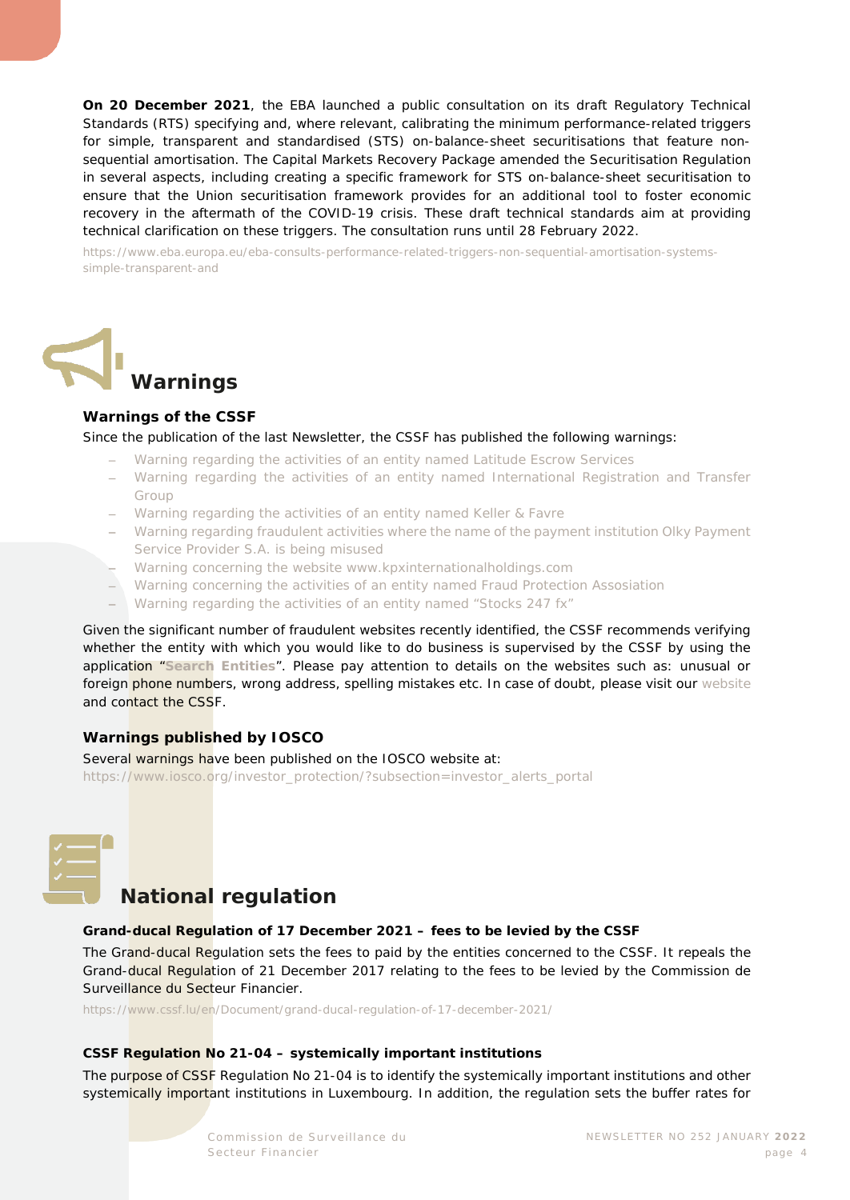**On 20 December 2021**, the EBA launched a public consultation on its draft Regulatory Technical Standards (RTS) specifying and, where relevant, calibrating the minimum performance-related triggers for simple, transparent and standardised (STS) on-balance-sheet securitisations that feature non-sequential amortisation. The Capital Markets Recovery Package amended the Securitisation Regulation in several aspects, including creating a specific framework for STS on-balance-sheet securitisation to ensure that the Union securitisation framework provides for an additional tool to foster economic recovery in the aftermath of the COVID-19 crisis. These draft technical standards aim at providing technical clarification on these triggers. The consultation runs until 28 February 2022.

https://www.eba.europa.eu/eba-consults-performance-related-triggers-non-sequential-amortisation-systems-simple-transparent-and

# Warnings

### Warnings of the CSSF

Since the publication of the last Newsletter, the CSSF has published the following warnings:

- Warning regarding the activities of an entity named Latitude Escrow Services
- Warning regarding the activities of an entity named International Registration and Transfer Group
- Warning regarding the activities of an entity named Keller & Favre
- Warning regarding fraudulent activities where the name of the payment institution Olky Payment Service Provider S.A. is being misused
- Warning concerning the website www.kpxinternationalholdings.com
- Warning concerning the activities of an entity named Fraud Protection Assosiation
- Warning regarding the activities of an entity named "Stocks 247 fx"

Given the significant number of fraudulent websites recently identified, the CSSF recommends verifying whether the entity with which you would like to do business is supervised by the CSSF by using the application "**Search Entities**". Please pay attention to details on the websites such as: unusual or foreign phone numbers, wrong address, spelling mistakes etc. In case of doubt, please visit our website and contact the CSSF.

### Warnings published by IOSCO

Several warnings have been published on the IOSCO website at:
https://www.iosco.org/investor_protection/?subsection=investor_alerts_portal

# National regulation

### Grand-ducal Regulation of 17 December 2021 – fees to be levied by the CSSF

The Grand-ducal Regulation sets the fees to paid by the entities concerned to the CSSF. It repeals the Grand-ducal Regulation of 21 December 2017 relating to the fees to be levied by the Commission de Surveillance du Secteur Financier.

https://www.cssf.lu/en/Document/grand-ducal-regulation-of-17-december-2021/

### CSSF Regulation No 21-04 – systemically important institutions

The purpose of CSSF Regulation No 21-04 is to identify the systemically important institutions and other systemically important institutions in Luxembourg. In addition, the regulation sets the buffer rates for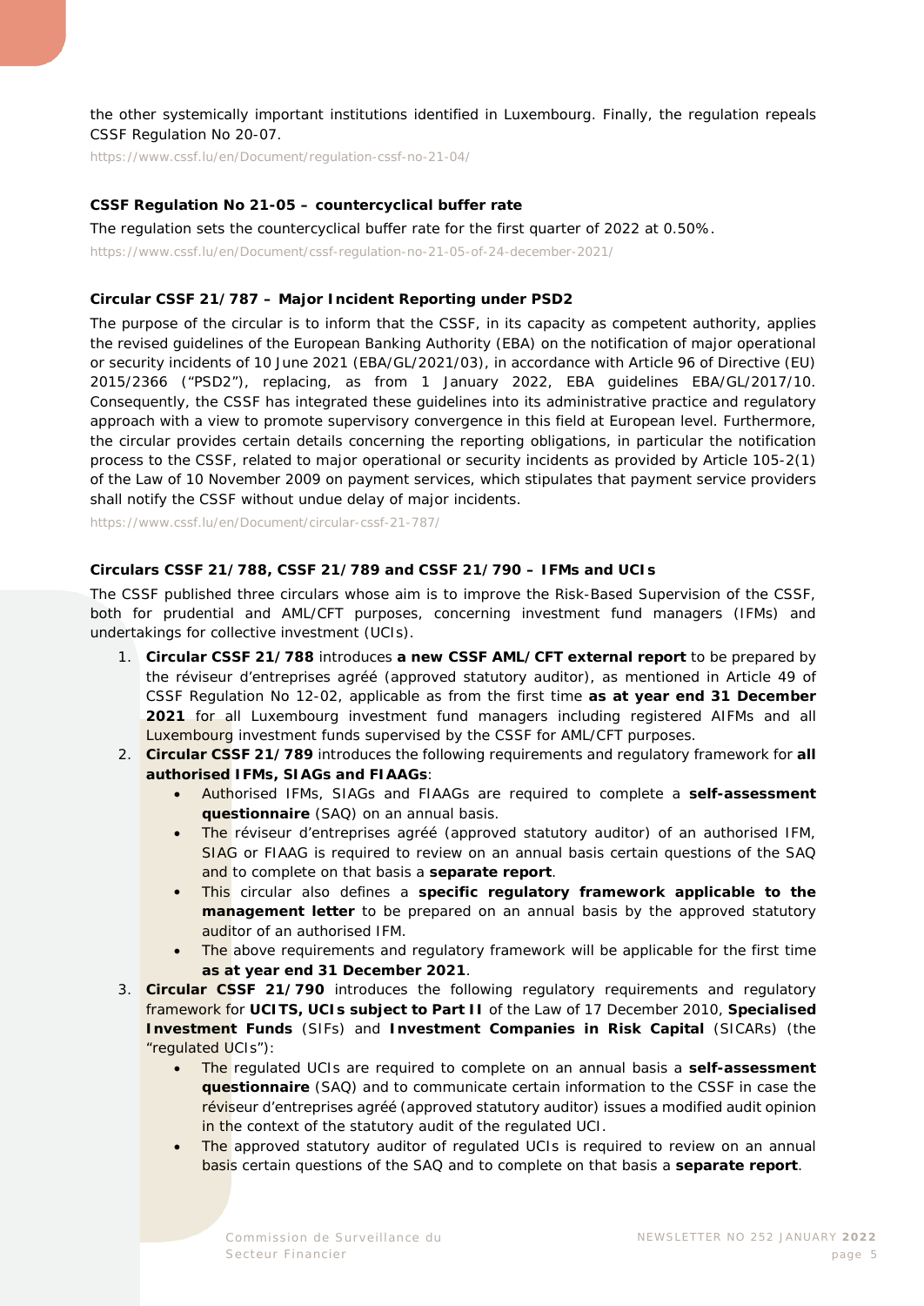the other systemically important institutions identified in Luxembourg. Finally, the regulation repeals CSSF Regulation No 20-07.

https://www.cssf.lu/en/Document/regulation-cssf-no-21-04/

**CSSF Regulation No 21-05 – countercyclical buffer rate**

The regulation sets the countercyclical buffer rate for the first quarter of 2022 at 0.50%.

https://www.cssf.lu/en/Document/cssf-regulation-no-21-05-of-24-december-2021/

**Circular CSSF 21/787 – Major Incident Reporting under PSD2**

The purpose of the circular is to inform that the CSSF, in its capacity as competent authority, applies the revised guidelines of the European Banking Authority (EBA) on the notification of major operational or security incidents of 10 June 2021 (EBA/GL/2021/03), in accordance with Article 96 of Directive (EU) 2015/2366 ("PSD2"), replacing, as from 1 January 2022, EBA guidelines EBA/GL/2017/10. Consequently, the CSSF has integrated these guidelines into its administrative practice and regulatory approach with a view to promote supervisory convergence in this field at European level. Furthermore, the circular provides certain details concerning the reporting obligations, in particular the notification process to the CSSF, related to major operational or security incidents as provided by Article 105-2(1) of the Law of 10 November 2009 on payment services, which stipulates that payment service providers shall notify the CSSF without undue delay of major incidents.

https://www.cssf.lu/en/Document/circular-cssf-21-787/

**Circulars CSSF 21/788, CSSF 21/789 and CSSF 21/790 – IFMs and UCIs**

The CSSF published three circulars whose aim is to improve the Risk-Based Supervision of the CSSF, both for prudential and AML/CFT purposes, concerning investment fund managers (IFMs) and undertakings for collective investment (UCIs).

1. **Circular CSSF 21/788** introduces **a new CSSF AML/CFT external report** to be prepared by the réviseur d'entreprises agréé (approved statutory auditor), as mentioned in Article 49 of CSSF Regulation No 12-02, applicable as from the first time **as at year end 31 December 2021** for all Luxembourg investment fund managers including registered AIFMs and all Luxembourg investment funds supervised by the CSSF for AML/CFT purposes.
2. **Circular CSSF 21/789** introduces the following requirements and regulatory framework for **all authorised IFMs, SIAGs and FIAAGs**:
   - Authorised IFMs, SIAGs and FIAAGs are required to complete a **self-assessment questionnaire** (SAQ) on an annual basis.
   - The réviseur d'entreprises agréé (approved statutory auditor) of an authorised IFM, SIAG or FIAAG is required to review on an annual basis certain questions of the SAQ and to complete on that basis a **separate report**.
   - This circular also defines a **specific regulatory framework applicable to the management letter** to be prepared on an annual basis by the approved statutory auditor of an authorised IFM.
   - The above requirements and regulatory framework will be applicable for the first time **as at year end 31 December 2021**.
3. **Circular CSSF 21/790** introduces the following regulatory requirements and regulatory framework for **UCITS, UCIs subject to Part II** of the Law of 17 December 2010, **Specialised Investment Funds** (SIFs) and **Investment Companies in Risk Capital** (SICARs) (the "regulated UCIs"):
   - The regulated UCIs are required to complete on an annual basis a **self-assessment questionnaire** (SAQ) and to communicate certain information to the CSSF in case the réviseur d'entreprises agréé (approved statutory auditor) issues a modified audit opinion in the context of the statutory audit of the regulated UCI.
   - The approved statutory auditor of regulated UCIs is required to review on an annual basis certain questions of the SAQ and to complete on that basis a **separate report**.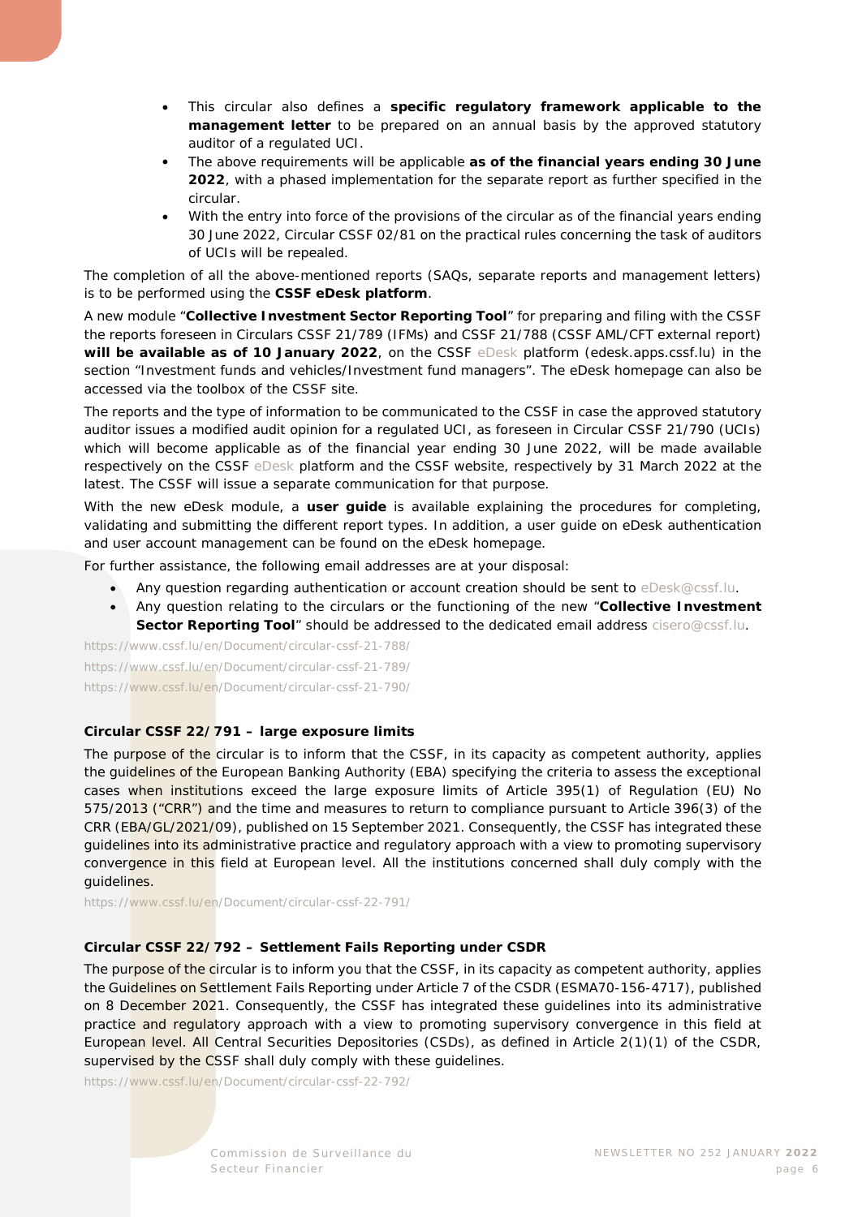- This circular also defines a **specific regulatory framework applicable to the management letter** to be prepared on an annual basis by the approved statutory auditor of a regulated UCI.
- The above requirements will be applicable **as of the financial years ending 30 June 2022**, with a phased implementation for the separate report as further specified in the circular.
- With the entry into force of the provisions of the circular as of the financial years ending 30 June 2022, Circular CSSF 02/81 on the practical rules concerning the task of auditors of UCIs will be repealed.

The completion of all the above-mentioned reports (SAQs, separate reports and management letters) is to be performed using the **CSSF eDesk platform**.

A new module "**Collective Investment Sector Reporting Tool**" for preparing and filing with the CSSF the reports foreseen in Circulars CSSF 21/789 (IFMs) and CSSF 21/788 (CSSF AML/CFT external report) **will be available as of 10 January 2022**, on the CSSF eDesk platform (edesk.apps.cssf.lu) in the section "Investment funds and vehicles/Investment fund managers". The eDesk homepage can also be accessed via the toolbox of the CSSF site.

The reports and the type of information to be communicated to the CSSF in case the approved statutory auditor issues a modified audit opinion for a regulated UCI, as foreseen in Circular CSSF 21/790 (UCIs) which will become applicable as of the financial year ending 30 June 2022, will be made available respectively on the CSSF eDesk platform and the CSSF website, respectively by 31 March 2022 at the latest. The CSSF will issue a separate communication for that purpose.

With the new eDesk module, a **user guide** is available explaining the procedures for completing, validating and submitting the different report types. In addition, a user guide on eDesk authentication and user account management can be found on the eDesk homepage.

For further assistance, the following email addresses are at your disposal:

- Any question regarding authentication or account creation should be sent to eDesk@cssf.lu.
- Any question relating to the circulars or the functioning of the new "**Collective Investment Sector Reporting Tool**" should be addressed to the dedicated email address cisero@cssf.lu.

https://www.cssf.lu/en/Document/circular-cssf-21-788/

https://www.cssf.lu/en/Document/circular-cssf-21-789/

https://www.cssf.lu/en/Document/circular-cssf-21-790/

#### Circular CSSF 22/791 – large exposure limits

The purpose of the circular is to inform that the CSSF, in its capacity as competent authority, applies the guidelines of the European Banking Authority (EBA) specifying the criteria to assess the exceptional cases when institutions exceed the large exposure limits of Article 395(1) of Regulation (EU) No 575/2013 ("CRR") and the time and measures to return to compliance pursuant to Article 396(3) of the CRR (EBA/GL/2021/09), published on 15 September 2021. Consequently, the CSSF has integrated these guidelines into its administrative practice and regulatory approach with a view to promoting supervisory convergence in this field at European level. All the institutions concerned shall duly comply with the guidelines.

https://www.cssf.lu/en/Document/circular-cssf-22-791/

#### Circular CSSF 22/792 – Settlement Fails Reporting under CSDR

The purpose of the circular is to inform you that the CSSF, in its capacity as competent authority, applies the Guidelines on Settlement Fails Reporting under Article 7 of the CSDR (ESMA70-156-4717), published on 8 December 2021. Consequently, the CSSF has integrated these guidelines into its administrative practice and regulatory approach with a view to promoting supervisory convergence in this field at European level. All Central Securities Depositories (CSDs), as defined in Article 2(1)(1) of the CSDR, supervised by the CSSF shall duly comply with these guidelines.

https://www.cssf.lu/en/Document/circular-cssf-22-792/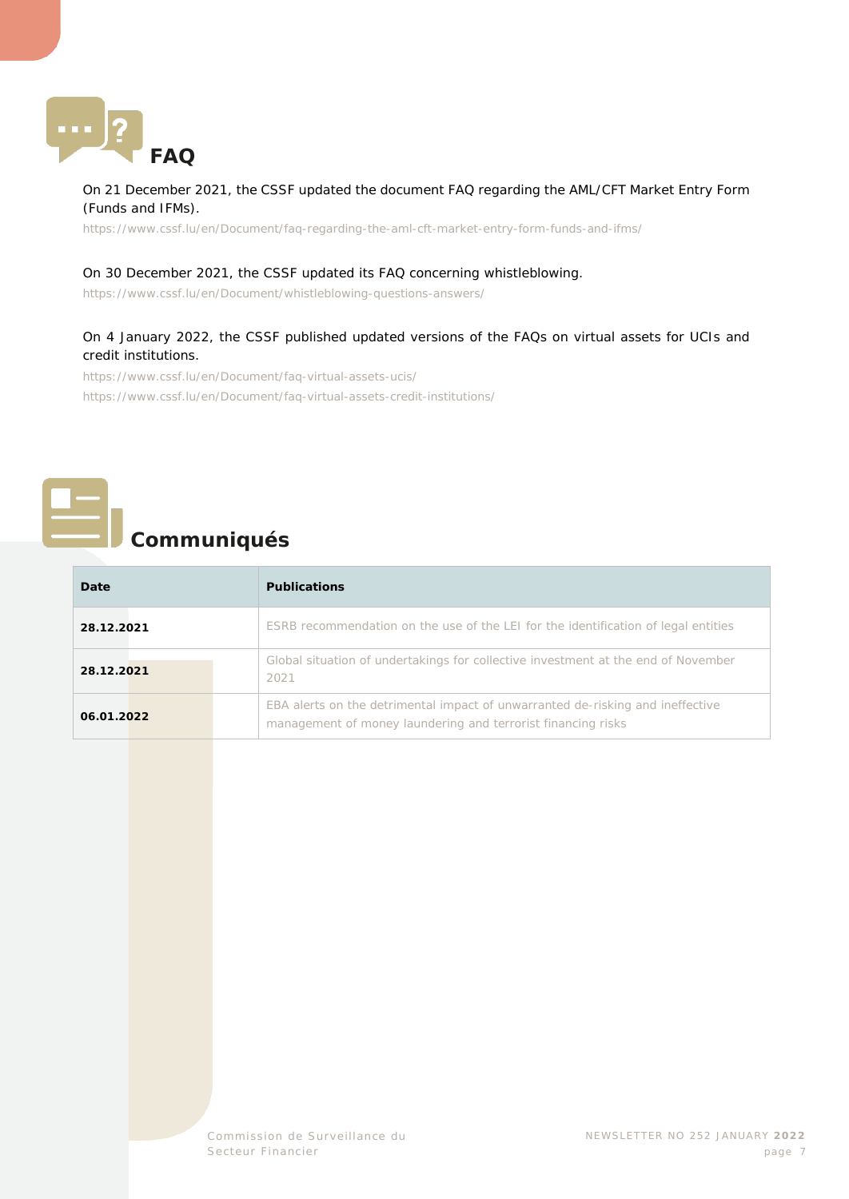## FAQ

On 21 December 2021, the CSSF updated the document FAQ regarding the AML/CFT Market Entry Form (Funds and IFMs).

https://www.cssf.lu/en/Document/faq-regarding-the-aml-cft-market-entry-form-funds-and-ifms/

On 30 December 2021, the CSSF updated its FAQ concerning whistleblowing.

https://www.cssf.lu/en/Document/whistleblowing-questions-answers/

On 4 January 2022, the CSSF published updated versions of the FAQs on virtual assets for UCIs and credit institutions.

https://www.cssf.lu/en/Document/faq-virtual-assets-ucis/
https://www.cssf.lu/en/Document/faq-virtual-assets-credit-institutions/

## Communiqués

| Date | Publications |
|---|---|
| **28.12.2021** | ESRB recommendation on the use of the LEI for the identification of legal entities |
| **28.12.2021** | Global situation of undertakings for collective investment at the end of November 2021 |
| **06.01.2022** | EBA alerts on the detrimental impact of unwarranted de-risking and ineffective management of money laundering and terrorist financing risks |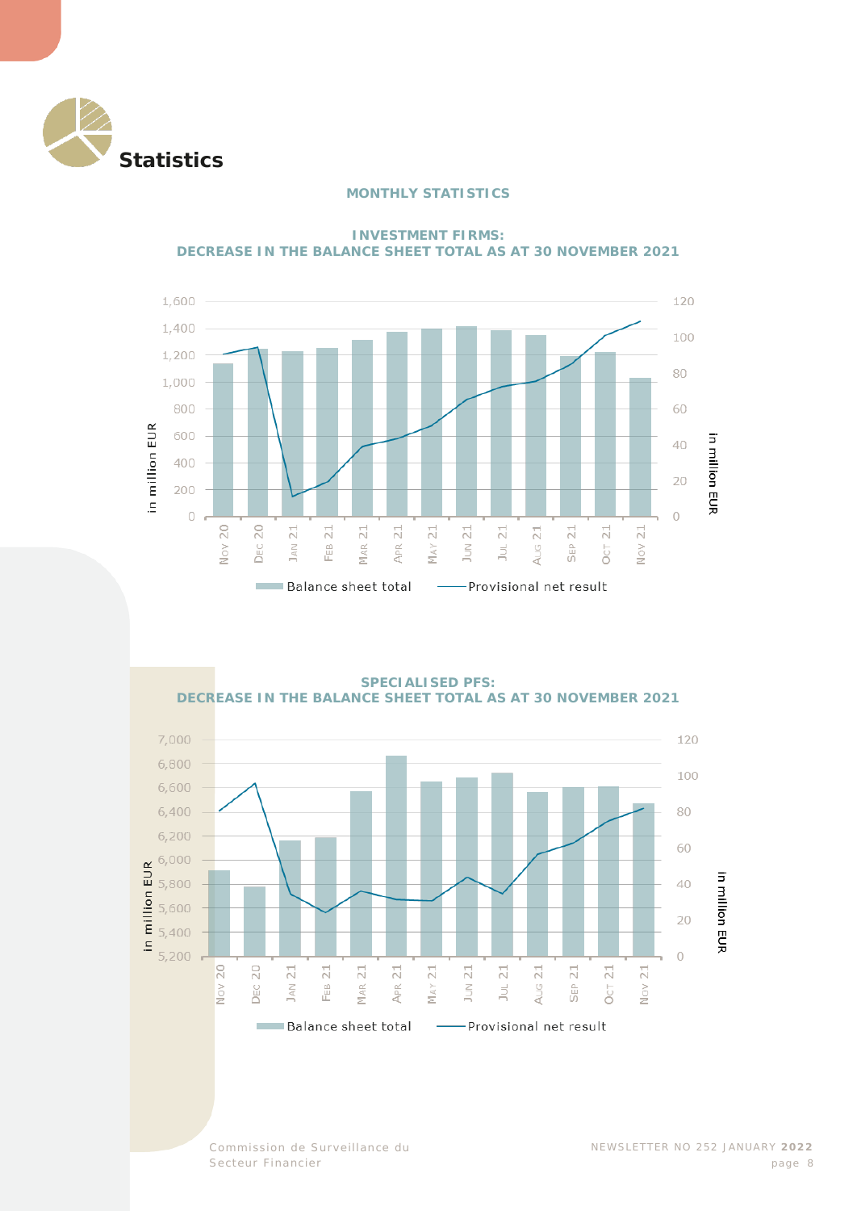# Statistics

## MONTHLY STATISTICS

### INVESTMENT FIRMS: DECREASE IN THE BALANCE SHEET TOTAL AS AT 30 NOVEMBER 2021

### SPECIALISED PFS: DECREASE IN THE BALANCE SHEET TOTAL AS AT 30 NOVEMBER 2021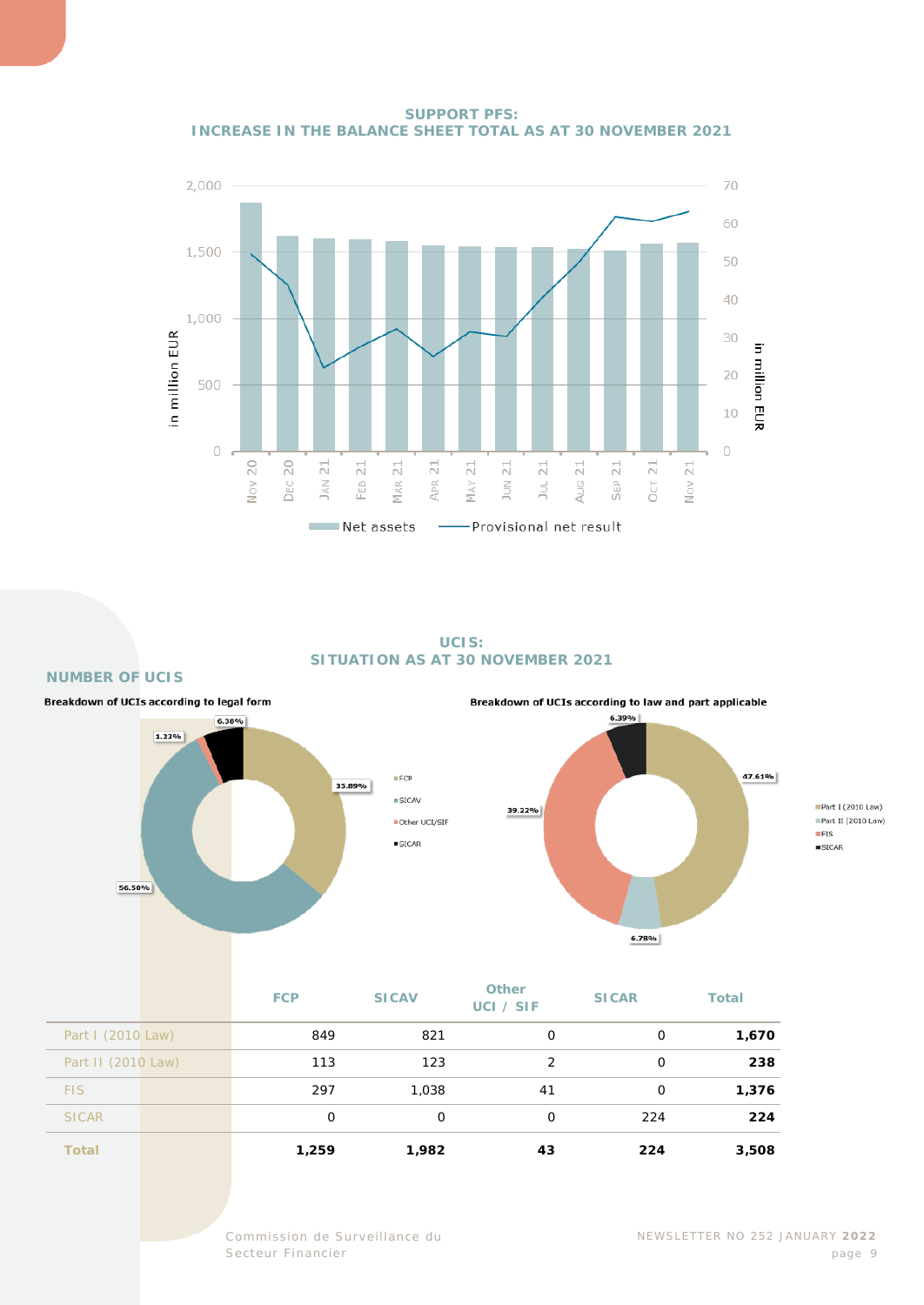## SUPPORT PFS: INCREASE IN THE BALANCE SHEET TOTAL AS AT 30 NOVEMBER 2021

Net assets — Provisional net result (in million EUR)

Nov 20, Dec 20, Jan 21, Feb 21, Mar 21, Apr 21, May 21, Jun 21, Jul 21, Aug 21, Sep 21, Oct 21, Nov 21

## UCIS: SITUATION AS AT 30 NOVEMBER 2021

### NUMBER OF UCIS

**Breakdown of UCIs according to legal form**

- FCP: 35.89%
- SICAV: 56.50%
- Other UCI/SIF: 1.23%
- SICAR: 6.38%

**Breakdown of UCIs according to law and part applicable**

- Part I (2010 Law): 47.61%
- Part II (2010 Law): 6.78%
- FIS: 39.22%
- SICAR: 6.39%

| | FCP | SICAV | Other UCI / SIF | SICAR | Total |
|---|---|---|---|---|---|
| Part I (2010 Law) | 849 | 821 | 0 | 0 | **1,670** |
| Part II (2010 Law) | 113 | 123 | 2 | 0 | **238** |
| FIS | 297 | 1,038 | 41 | 0 | **1,376** |
| SICAR | 0 | 0 | 0 | 224 | **224** |
| **Total** | **1,259** | **1,982** | **43** | **224** | **3,508** |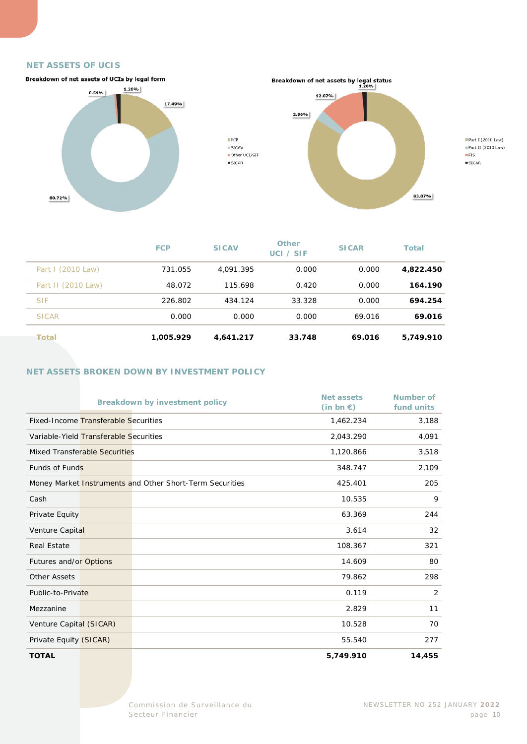## NET ASSETS OF UCIS

**Breakdown of net assets of UCIs by legal form**

0.59%, 1.20%, 17.49%, 80.72%

- FCP
- SICAV
- Other UCI/SIF
- SICAR

**Breakdown of net assets by legal status**

1.20%, 12.07%, 2.86%, 83.87%

- Part I (2010 Law)
- Part II (2010 Law)
- FIS
- SICAR

| | FCP | SICAV | Other UCI / SIF | SICAR | Total |
|---|---|---|---|---|---|
| Part I (2010 Law) | 731.055 | 4,091.395 | 0.000 | 0.000 | **4,822.450** |
| Part II (2010 Law) | 48.072 | 115.698 | 0.420 | 0.000 | **164.190** |
| SIF | 226.802 | 434.124 | 33.328 | 0.000 | **694.254** |
| SICAR | 0.000 | 0.000 | 0.000 | 69.016 | **69.016** |
| **Total** | **1,005.929** | **4,641.217** | **33.748** | **69.016** | **5,749.910** |

## NET ASSETS BROKEN DOWN BY INVESTMENT POLICY

| Breakdown by investment policy | Net assets (in bn €) | Number of fund units |
|---|---|---|
| Fixed-Income Transferable Securities | 1,462.234 | 3,188 |
| Variable-Yield Transferable Securities | 2,043.290 | 4,091 |
| Mixed Transferable Securities | 1,120.866 | 3,518 |
| Funds of Funds | 348.747 | 2,109 |
| Money Market Instruments and Other Short-Term Securities | 425.401 | 205 |
| Cash | 10.535 | 9 |
| Private Equity | 63.369 | 244 |
| Venture Capital | 3.614 | 32 |
| Real Estate | 108.367 | 321 |
| Futures and/or Options | 14.609 | 80 |
| Other Assets | 79.862 | 298 |
| Public-to-Private | 0.119 | 2 |
| Mezzanine | 2.829 | 11 |
| Venture Capital (SICAR) | 10.528 | 70 |
| Private Equity (SICAR) | 55.540 | 277 |
| **TOTAL** | **5,749.910** | **14,455** |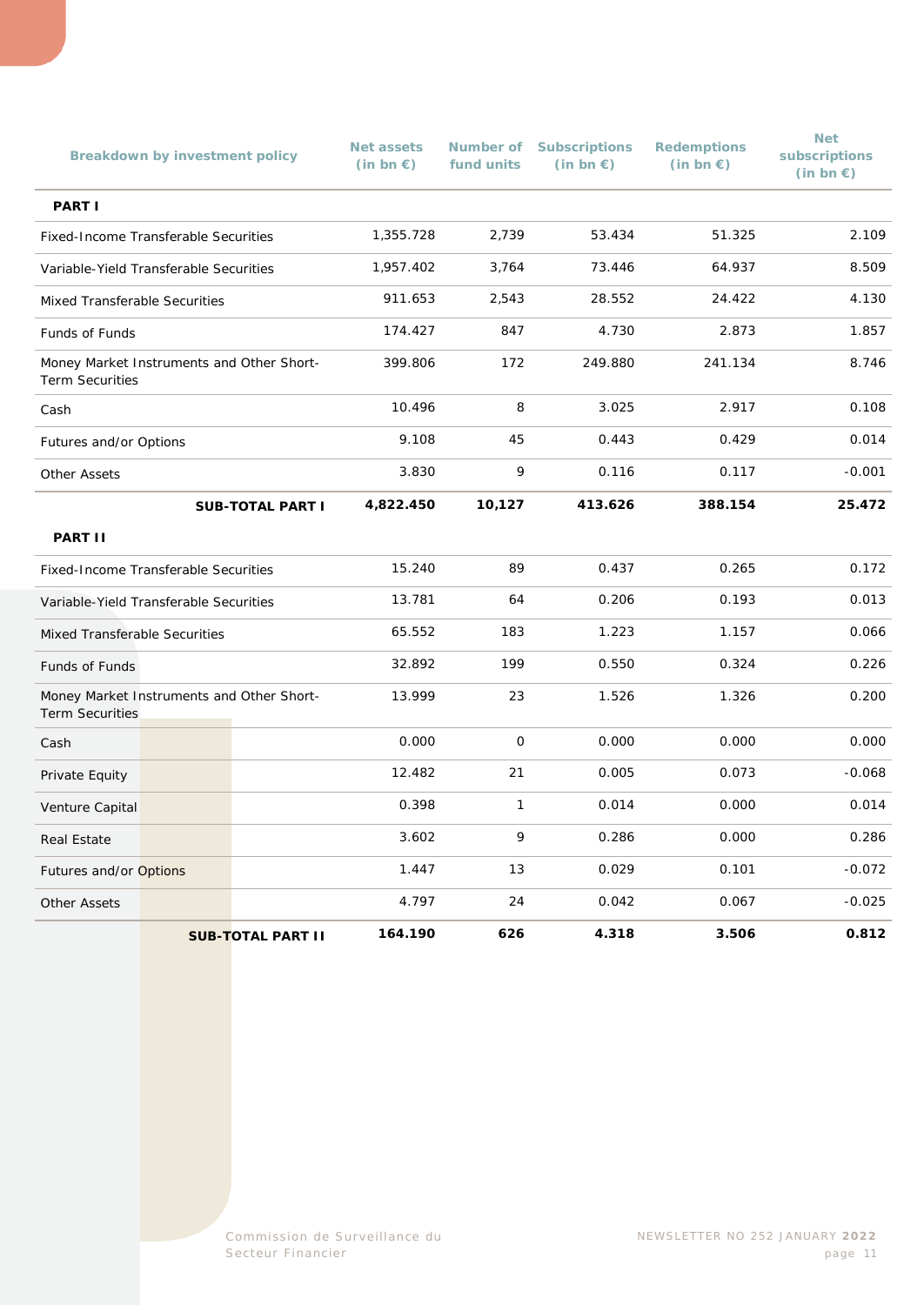| Breakdown by investment policy | Net assets (in bn €) | Number of fund units | Subscriptions (in bn €) | Redemptions (in bn €) | Net subscriptions (in bn €) |
|---|---|---|---|---|---|
| **PART I** | | | | | |
| Fixed-Income Transferable Securities | 1,355.728 | 2,739 | 53.434 | 51.325 | 2.109 |
| Variable-Yield Transferable Securities | 1,957.402 | 3,764 | 73.446 | 64.937 | 8.509 |
| Mixed Transferable Securities | 911.653 | 2,543 | 28.552 | 24.422 | 4.130 |
| Funds of Funds | 174.427 | 847 | 4.730 | 2.873 | 1.857 |
| Money Market Instruments and Other Short-Term Securities | 399.806 | 172 | 249.880 | 241.134 | 8.746 |
| Cash | 10.496 | 8 | 3.025 | 2.917 | 0.108 |
| Futures and/or Options | 9.108 | 45 | 0.443 | 0.429 | 0.014 |
| Other Assets | 3.830 | 9 | 0.116 | 0.117 | -0.001 |
| **SUB-TOTAL PART I** | **4,822.450** | **10,127** | **413.626** | **388.154** | **25.472** |
| **PART II** | | | | | |
| Fixed-Income Transferable Securities | 15.240 | 89 | 0.437 | 0.265 | 0.172 |
| Variable-Yield Transferable Securities | 13.781 | 64 | 0.206 | 0.193 | 0.013 |
| Mixed Transferable Securities | 65.552 | 183 | 1.223 | 1.157 | 0.066 |
| Funds of Funds | 32.892 | 199 | 0.550 | 0.324 | 0.226 |
| Money Market Instruments and Other Short-Term Securities | 13.999 | 23 | 1.526 | 1.326 | 0.200 |
| Cash | 0.000 | 0 | 0.000 | 0.000 | 0.000 |
| Private Equity | 12.482 | 21 | 0.005 | 0.073 | -0.068 |
| Venture Capital | 0.398 | 1 | 0.014 | 0.000 | 0.014 |
| Real Estate | 3.602 | 9 | 0.286 | 0.000 | 0.286 |
| Futures and/or Options | 1.447 | 13 | 0.029 | 0.101 | -0.072 |
| Other Assets | 4.797 | 24 | 0.042 | 0.067 | -0.025 |
| **SUB-TOTAL PART II** | **164.190** | **626** | **4.318** | **3.506** | **0.812** |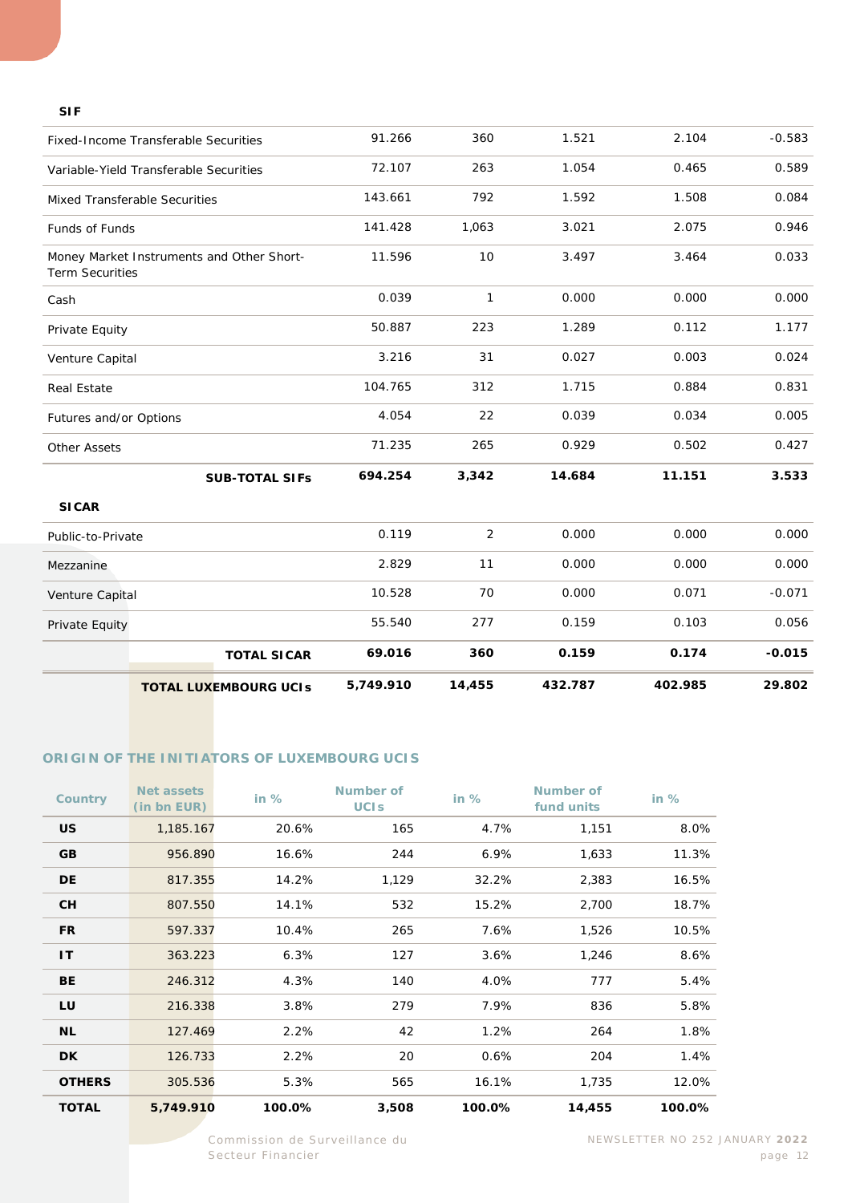| SIF | | | | | |
|---|---|---|---|---|---|
| Fixed-Income Transferable Securities | 91.266 | 360 | 1.521 | 2.104 | -0.583 |
| Variable-Yield Transferable Securities | 72.107 | 263 | 1.054 | 0.465 | 0.589 |
| Mixed Transferable Securities | 143.661 | 792 | 1.592 | 1.508 | 0.084 |
| Funds of Funds | 141.428 | 1,063 | 3.021 | 2.075 | 0.946 |
| Money Market Instruments and Other Short-Term Securities | 11.596 | 10 | 3.497 | 3.464 | 0.033 |
| Cash | 0.039 | 1 | 0.000 | 0.000 | 0.000 |
| Private Equity | 50.887 | 223 | 1.289 | 0.112 | 1.177 |
| Venture Capital | 3.216 | 31 | 0.027 | 0.003 | 0.024 |
| Real Estate | 104.765 | 312 | 1.715 | 0.884 | 0.831 |
| Futures and/or Options | 4.054 | 22 | 0.039 | 0.034 | 0.005 |
| Other Assets | 71.235 | 265 | 0.929 | 0.502 | 0.427 |
| **SUB-TOTAL SIFs** | **694.254** | **3,342** | **14.684** | **11.151** | **3.533** |
| **SICAR** | | | | | |
| Public-to-Private | 0.119 | 2 | 0.000 | 0.000 | 0.000 |
| Mezzanine | 2.829 | 11 | 0.000 | 0.000 | 0.000 |
| Venture Capital | 10.528 | 70 | 0.000 | 0.071 | -0.071 |
| Private Equity | 55.540 | 277 | 0.159 | 0.103 | 0.056 |
| **TOTAL SICAR** | **69.016** | **360** | **0.159** | **0.174** | **-0.015** |
| **TOTAL LUXEMBOURG UCIs** | **5,749.910** | **14,455** | **432.787** | **402.985** | **29.802** |

## ORIGIN OF THE INITIATORS OF LUXEMBOURG UCIS

| Country | Net assets (in bn EUR) | in % | Number of UCIs | in % | Number of fund units | in % |
|---|---|---|---|---|---|---|
| **US** | 1,185.167 | 20.6% | 165 | 4.7% | 1,151 | 8.0% |
| **GB** | 956.890 | 16.6% | 244 | 6.9% | 1,633 | 11.3% |
| **DE** | 817.355 | 14.2% | 1,129 | 32.2% | 2,383 | 16.5% |
| **CH** | 807.550 | 14.1% | 532 | 15.2% | 2,700 | 18.7% |
| **FR** | 597.337 | 10.4% | 265 | 7.6% | 1,526 | 10.5% |
| **IT** | 363.223 | 6.3% | 127 | 3.6% | 1,246 | 8.6% |
| **BE** | 246.312 | 4.3% | 140 | 4.0% | 777 | 5.4% |
| **LU** | 216.338 | 3.8% | 279 | 7.9% | 836 | 5.8% |
| **NL** | 127.469 | 2.2% | 42 | 1.2% | 264 | 1.8% |
| **DK** | 126.733 | 2.2% | 20 | 0.6% | 204 | 1.4% |
| **OTHERS** | 305.536 | 5.3% | 565 | 16.1% | 1,735 | 12.0% |
| **TOTAL** | **5,749.910** | **100.0%** | **3,508** | **100.0%** | **14,455** | **100.0%** |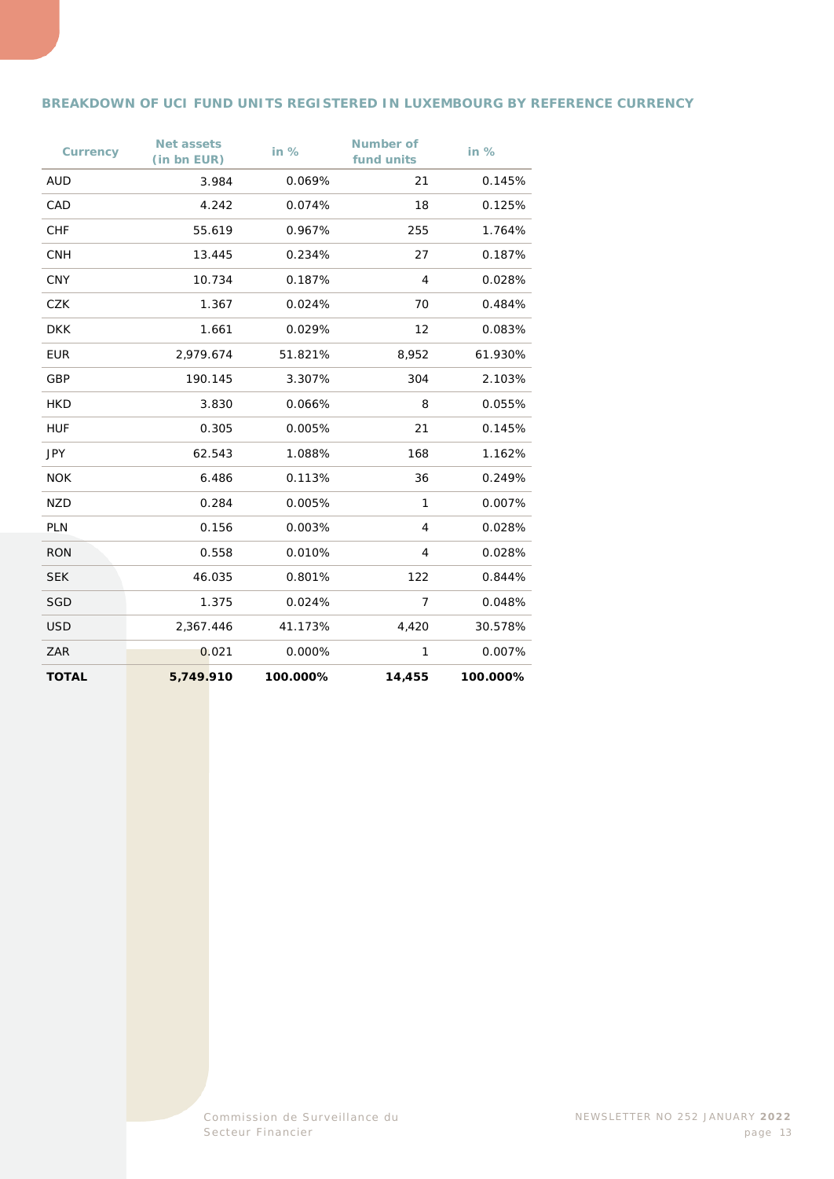## BREAKDOWN OF UCI FUND UNITS REGISTERED IN LUXEMBOURG BY REFERENCE CURRENCY

| Currency | Net assets (in bn EUR) | in % | Number of fund units | in % |
|---|---|---|---|---|
| AUD | 3.984 | 0.069% | 21 | 0.145% |
| CAD | 4.242 | 0.074% | 18 | 0.125% |
| CHF | 55.619 | 0.967% | 255 | 1.764% |
| CNH | 13.445 | 0.234% | 27 | 0.187% |
| CNY | 10.734 | 0.187% | 4 | 0.028% |
| CZK | 1.367 | 0.024% | 70 | 0.484% |
| DKK | 1.661 | 0.029% | 12 | 0.083% |
| EUR | 2,979.674 | 51.821% | 8,952 | 61.930% |
| GBP | 190.145 | 3.307% | 304 | 2.103% |
| HKD | 3.830 | 0.066% | 8 | 0.055% |
| HUF | 0.305 | 0.005% | 21 | 0.145% |
| JPY | 62.543 | 1.088% | 168 | 1.162% |
| NOK | 6.486 | 0.113% | 36 | 0.249% |
| NZD | 0.284 | 0.005% | 1 | 0.007% |
| PLN | 0.156 | 0.003% | 4 | 0.028% |
| RON | 0.558 | 0.010% | 4 | 0.028% |
| SEK | 46.035 | 0.801% | 122 | 0.844% |
| SGD | 1.375 | 0.024% | 7 | 0.048% |
| USD | 2,367.446 | 41.173% | 4,420 | 30.578% |
| ZAR | 0.021 | 0.000% | 1 | 0.007% |
| **TOTAL** | **5,749.910** | **100.000%** | **14,455** | **100.000%** |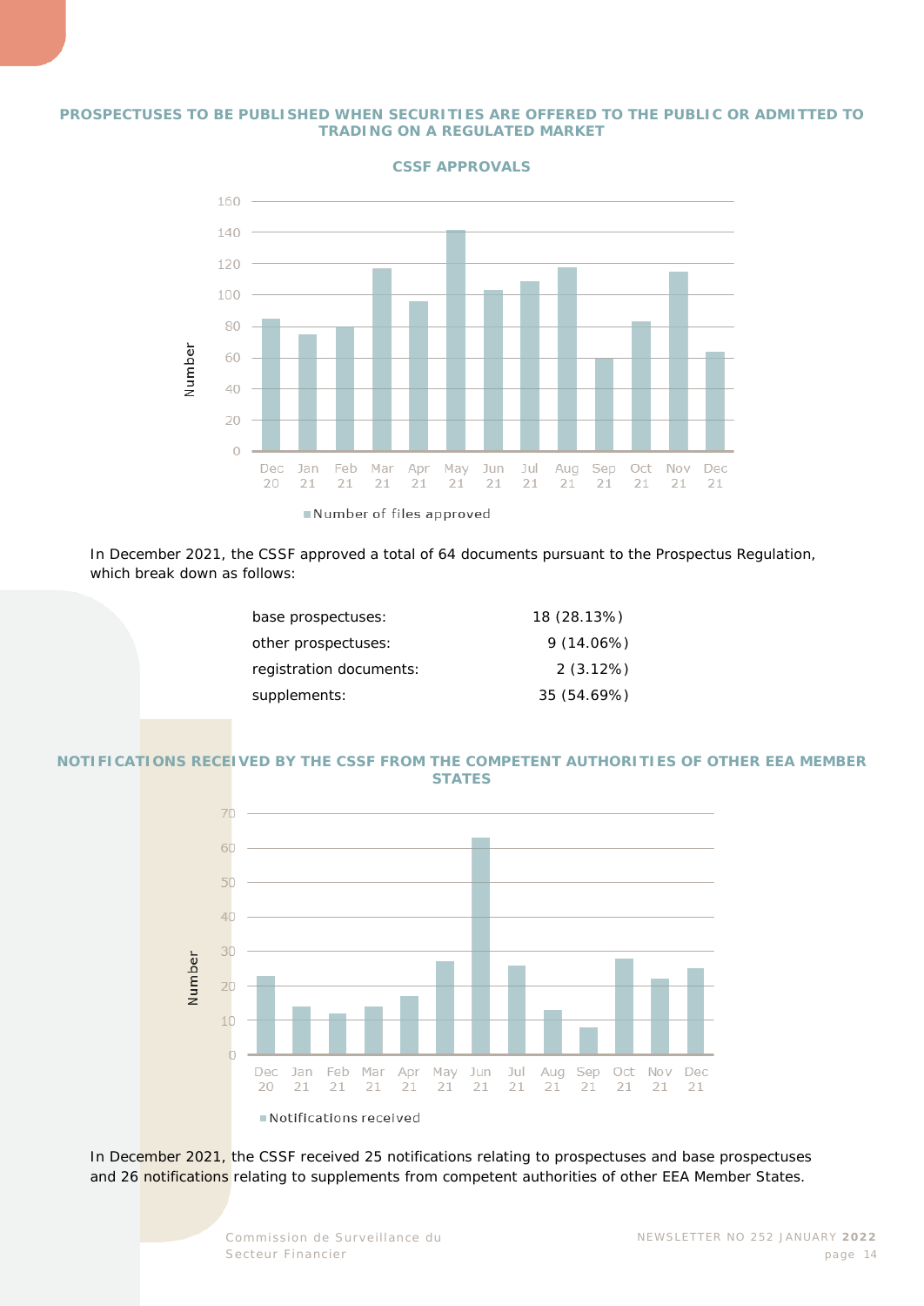## PROSPECTUSES TO BE PUBLISHED WHEN SECURITIES ARE OFFERED TO THE PUBLIC OR ADMITTED TO TRADING ON A REGULATED MARKET

### CSSF APPROVALS

In December 2021, the CSSF approved a total of 64 documents pursuant to the Prospectus Regulation, which break down as follows:

| | |
|---|---|
| base prospectuses: | 18 (28.13%) |
| other prospectuses: | 9 (14.06%) |
| registration documents: | 2 (3.12%) |
| supplements: | 35 (54.69%) |

### NOTIFICATIONS RECEIVED BY THE CSSF FROM THE COMPETENT AUTHORITIES OF OTHER EEA MEMBER STATES

In December 2021, the CSSF received 25 notifications relating to prospectuses and base prospectuses and 26 notifications relating to supplements from competent authorities of other EEA Member States.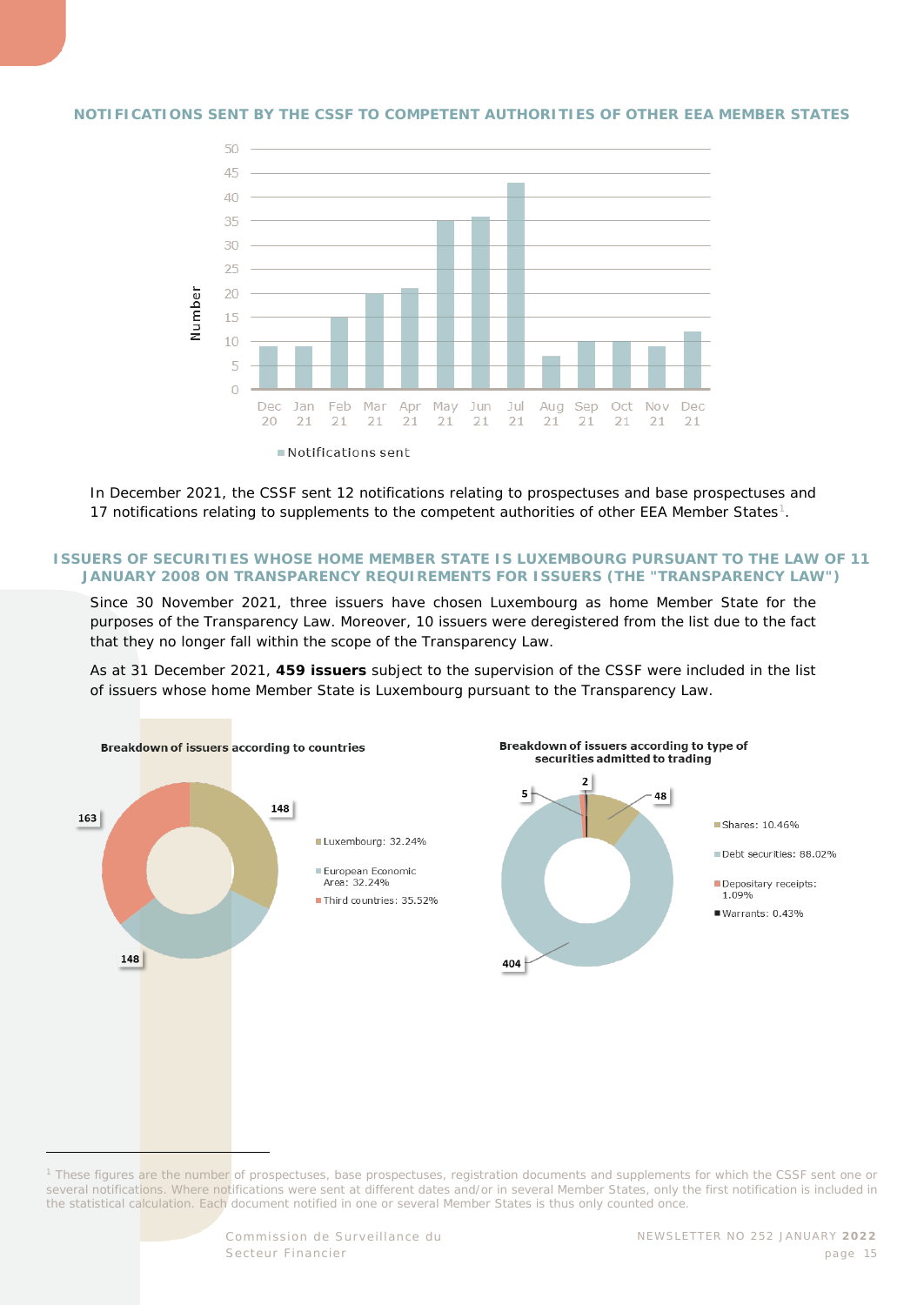## NOTIFICATIONS SENT BY THE CSSF TO COMPETENT AUTHORITIES OF OTHER EEA MEMBER STATES

In December 2021, the CSSF sent 12 notifications relating to prospectuses and base prospectuses and 17 notifications relating to supplements to the competent authorities of other EEA Member States[1].

## ISSUERS OF SECURITIES WHOSE HOME MEMBER STATE IS LUXEMBOURG PURSUANT TO THE LAW OF 11 JANUARY 2008 ON TRANSPARENCY REQUIREMENTS FOR ISSUERS (THE "TRANSPARENCY LAW")

Since 30 November 2021, three issuers have chosen Luxembourg as home Member State for the purposes of the Transparency Law. Moreover, 10 issuers were deregistered from the list due to the fact that they no longer fall within the scope of the Transparency Law.

As at 31 December 2021, **459 issuers** subject to the supervision of the CSSF were included in the list of issuers whose home Member State is Luxembourg pursuant to the Transparency Law.

[1] These figures are the number of prospectuses, base prospectuses, registration documents and supplements for which the CSSF sent one or several notifications. Where notifications were sent at different dates and/or in several Member States, only the first notification is included in the statistical calculation. Each document notified in one or several Member States is thus only counted once.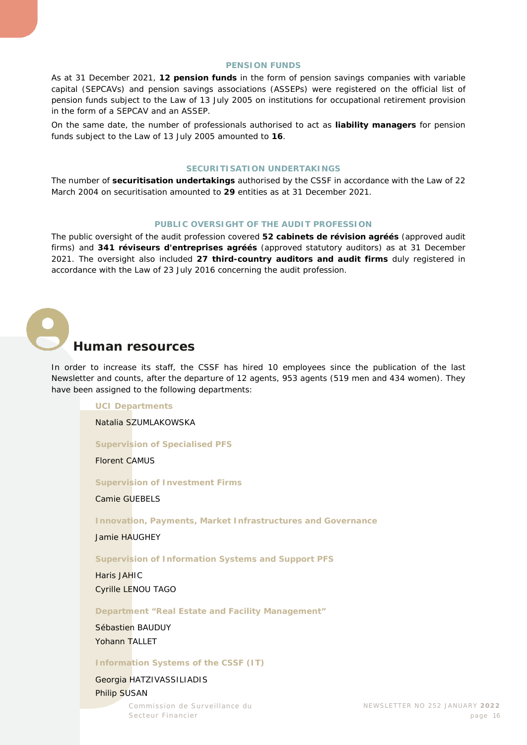### PENSION FUNDS

As at 31 December 2021, **12 pension funds** in the form of pension savings companies with variable capital (SEPCAVs) and pension savings associations (ASSEPs) were registered on the official list of pension funds subject to the Law of 13 July 2005 on institutions for occupational retirement provision in the form of a SEPCAV and an ASSEP.

On the same date, the number of professionals authorised to act as **liability managers** for pension funds subject to the Law of 13 July 2005 amounted to **16**.

### SECURITISATION UNDERTAKINGS

The number of **securitisation undertakings** authorised by the CSSF in accordance with the Law of 22 March 2004 on securitisation amounted to **29** entities as at 31 December 2021.

### PUBLIC OVERSIGHT OF THE AUDIT PROFESSION

The public oversight of the audit profession covered **52 cabinets de révision agréés** (approved audit firms) and **341 réviseurs d'entreprises agréés** (approved statutory auditors) as at 31 December 2021. The oversight also included **27 third-country auditors and audit firms** duly registered in accordance with the Law of 23 July 2016 concerning the audit profession.

## Human resources

In order to increase its staff, the CSSF has hired 10 employees since the publication of the last Newsletter and counts, after the departure of 12 agents, 953 agents (519 men and 434 women). They have been assigned to the following departments:

**UCI Departments**

Natalia SZUMLAKOWSKA

**Supervision of Specialised PFS**

Florent CAMUS

**Supervision of Investment Firms**

Camie GUEBELS

**Innovation, Payments, Market Infrastructures and Governance**

Jamie HAUGHEY

**Supervision of Information Systems and Support PFS**

Haris JAHIC
Cyrille LENOU TAGO

**Department "Real Estate and Facility Management"**

Sébastien BAUDUY
Yohann TALLET

**Information Systems of the CSSF (IT)**

Georgia HATZIVASSILIADIS
Philip SUSAN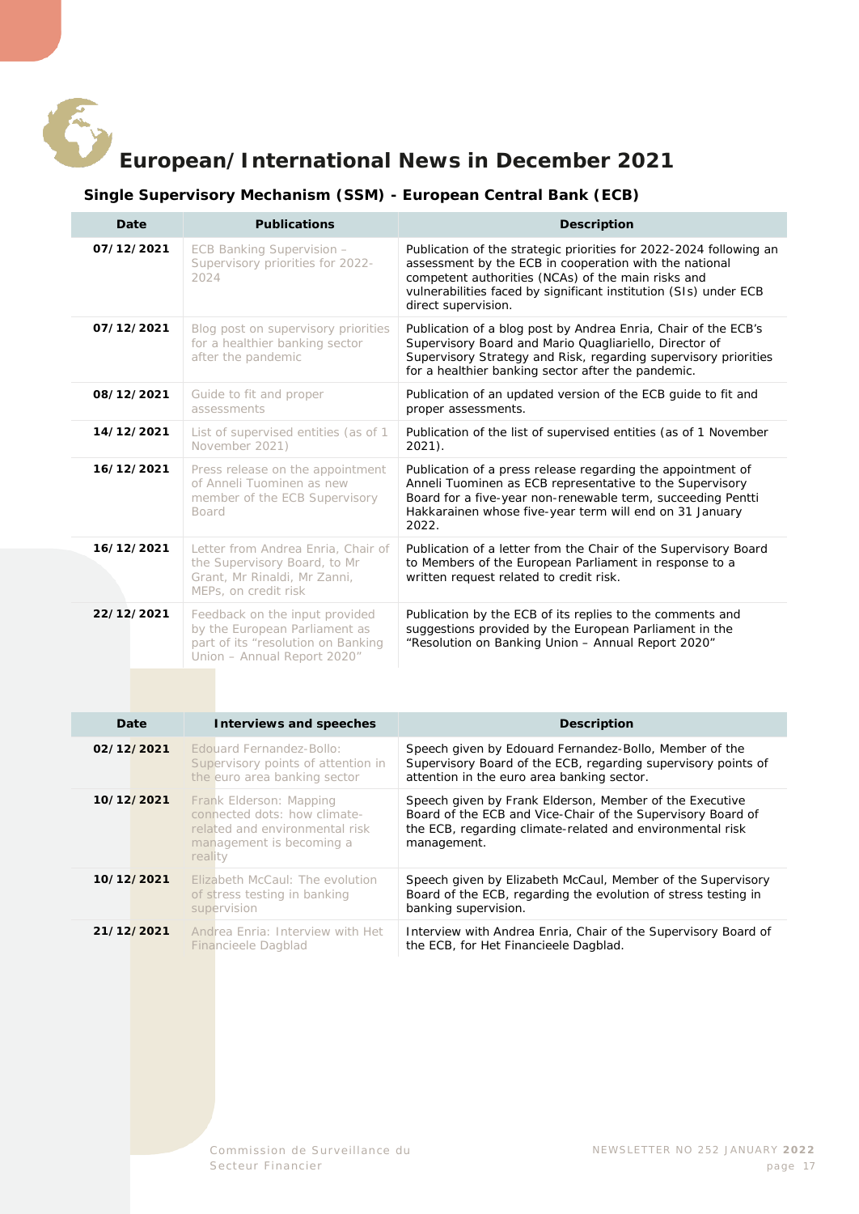# European/International News in December 2021

## Single Supervisory Mechanism (SSM) - European Central Bank (ECB)

| Date | Publications | Description |
|---|---|---|
| 07/12/2021 | ECB Banking Supervision – Supervisory priorities for 2022-2024 | Publication of the strategic priorities for 2022-2024 following an assessment by the ECB in cooperation with the national competent authorities (NCAs) of the main risks and vulnerabilities faced by significant institution (SIs) under ECB direct supervision. |
| 07/12/2021 | Blog post on supervisory priorities for a healthier banking sector after the pandemic | Publication of a blog post by Andrea Enria, Chair of the ECB's Supervisory Board and Mario Quagliariello, Director of Supervisory Strategy and Risk, regarding supervisory priorities for a healthier banking sector after the pandemic. |
| 08/12/2021 | Guide to fit and proper assessments | Publication of an updated version of the ECB guide to fit and proper assessments. |
| 14/12/2021 | List of supervised entities (as of 1 November 2021) | Publication of the list of supervised entities (as of 1 November 2021). |
| 16/12/2021 | Press release on the appointment of Anneli Tuominen as new member of the ECB Supervisory Board | Publication of a press release regarding the appointment of Anneli Tuominen as ECB representative to the Supervisory Board for a five-year non-renewable term, succeeding Pentti Hakkarainen whose five-year term will end on 31 January 2022. |
| 16/12/2021 | Letter from Andrea Enria, Chair of the Supervisory Board, to Mr Grant, Mr Rinaldi, Mr Zanni, MEPs, on credit risk | Publication of a letter from the Chair of the Supervisory Board to Members of the European Parliament in response to a written request related to credit risk. |
| 22/12/2021 | Feedback on the input provided by the European Parliament as part of its "resolution on Banking Union – Annual Report 2020" | Publication by the ECB of its replies to the comments and suggestions provided by the European Parliament in the "Resolution on Banking Union – Annual Report 2020" |

| Date | Interviews and speeches | Description |
|---|---|---|
| 02/12/2021 | Edouard Fernandez-Bollo: Supervisory points of attention in the euro area banking sector | Speech given by Edouard Fernandez-Bollo, Member of the Supervisory Board of the ECB, regarding supervisory points of attention in the euro area banking sector. |
| 10/12/2021 | Frank Elderson: Mapping connected dots: how climate-related and environmental risk management is becoming a reality | Speech given by Frank Elderson, Member of the Executive Board of the ECB and Vice-Chair of the Supervisory Board of the ECB, regarding climate-related and environmental risk management. |
| 10/12/2021 | Elizabeth McCaul: The evolution of stress testing in banking supervision | Speech given by Elizabeth McCaul, Member of the Supervisory Board of the ECB, regarding the evolution of stress testing in banking supervision. |
| 21/12/2021 | Andrea Enria: Interview with Het Financieele Dagblad | Interview with Andrea Enria, Chair of the Supervisory Board of the ECB, for Het Financieele Dagblad. |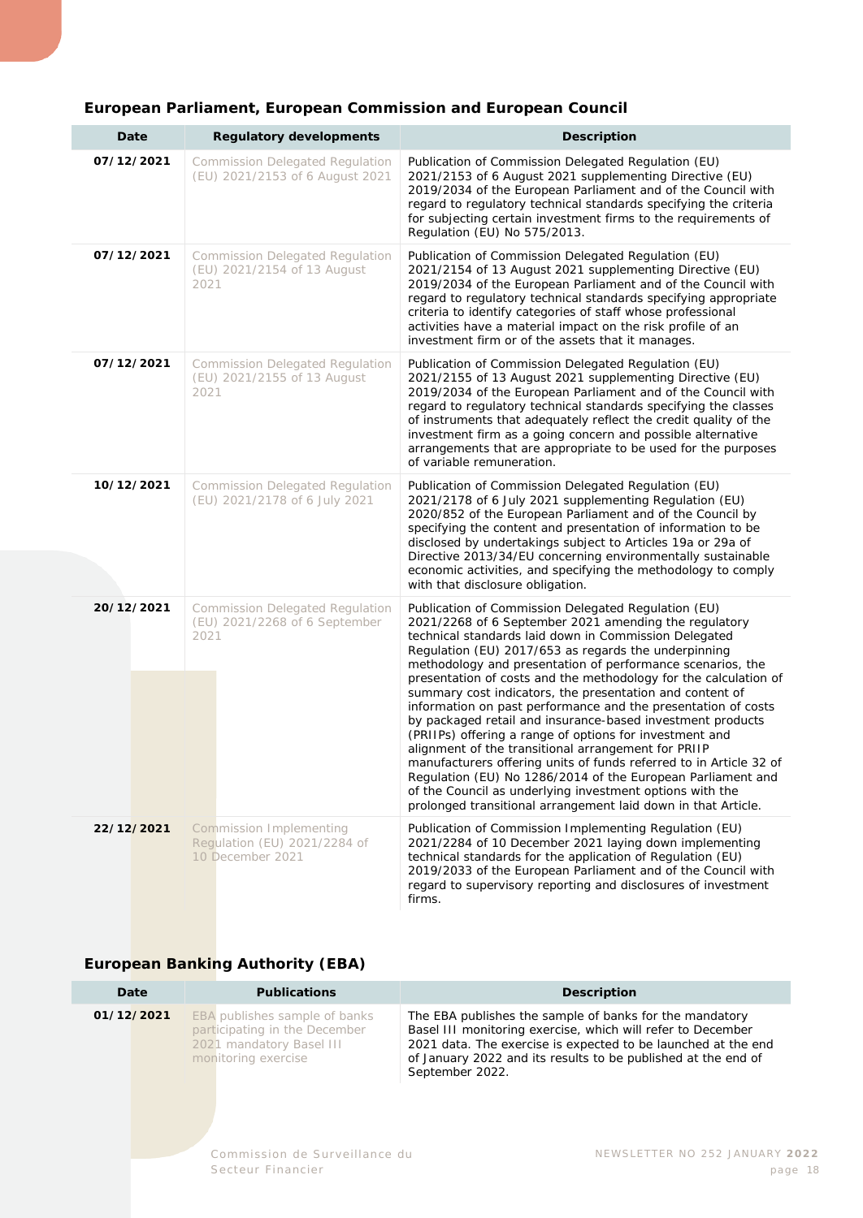### European Parliament, European Commission and European Council

| Date | Regulatory developments | Description |
|---|---|---|
| 07/12/2021 | Commission Delegated Regulation (EU) 2021/2153 of 6 August 2021 | Publication of Commission Delegated Regulation (EU) 2021/2153 of 6 August 2021 supplementing Directive (EU) 2019/2034 of the European Parliament and of the Council with regard to regulatory technical standards specifying the criteria for subjecting certain investment firms to the requirements of Regulation (EU) No 575/2013. |
| 07/12/2021 | Commission Delegated Regulation (EU) 2021/2154 of 13 August 2021 | Publication of Commission Delegated Regulation (EU) 2021/2154 of 13 August 2021 supplementing Directive (EU) 2019/2034 of the European Parliament and of the Council with regard to regulatory technical standards specifying appropriate criteria to identify categories of staff whose professional activities have a material impact on the risk profile of an investment firm or of the assets that it manages. |
| 07/12/2021 | Commission Delegated Regulation (EU) 2021/2155 of 13 August 2021 | Publication of Commission Delegated Regulation (EU) 2021/2155 of 13 August 2021 supplementing Directive (EU) 2019/2034 of the European Parliament and of the Council with regard to regulatory technical standards specifying the classes of instruments that adequately reflect the credit quality of the investment firm as a going concern and possible alternative arrangements that are appropriate to be used for the purposes of variable remuneration. |
| 10/12/2021 | Commission Delegated Regulation (EU) 2021/2178 of 6 July 2021 | Publication of Commission Delegated Regulation (EU) 2021/2178 of 6 July 2021 supplementing Regulation (EU) 2020/852 of the European Parliament and of the Council by specifying the content and presentation of information to be disclosed by undertakings subject to Articles 19a or 29a of Directive 2013/34/EU concerning environmentally sustainable economic activities, and specifying the methodology to comply with that disclosure obligation. |
| 20/12/2021 | Commission Delegated Regulation (EU) 2021/2268 of 6 September 2021 | Publication of Commission Delegated Regulation (EU) 2021/2268 of 6 September 2021 amending the regulatory technical standards laid down in Commission Delegated Regulation (EU) 2017/653 as regards the underpinning methodology and presentation of performance scenarios, the presentation of costs and the methodology for the calculation of summary cost indicators, the presentation and content of information on past performance and the presentation of costs by packaged retail and insurance-based investment products (PRIIPs) offering a range of options for investment and alignment of the transitional arrangement for PRIIP manufacturers offering units of funds referred to in Article 32 of Regulation (EU) No 1286/2014 of the European Parliament and of the Council as underlying investment options with the prolonged transitional arrangement laid down in that Article. |
| 22/12/2021 | Commission Implementing Regulation (EU) 2021/2284 of 10 December 2021 | Publication of Commission Implementing Regulation (EU) 2021/2284 of 10 December 2021 laying down implementing technical standards for the application of Regulation (EU) 2019/2033 of the European Parliament and of the Council with regard to supervisory reporting and disclosures of investment firms. |

### European Banking Authority (EBA)

| Date | Publications | Description |
|---|---|---|
| 01/12/2021 | EBA publishes sample of banks participating in the December 2021 mandatory Basel III monitoring exercise | The EBA publishes the sample of banks for the mandatory Basel III monitoring exercise, which will refer to December 2021 data. The exercise is expected to be launched at the end of January 2022 and its results to be published at the end of September 2022. |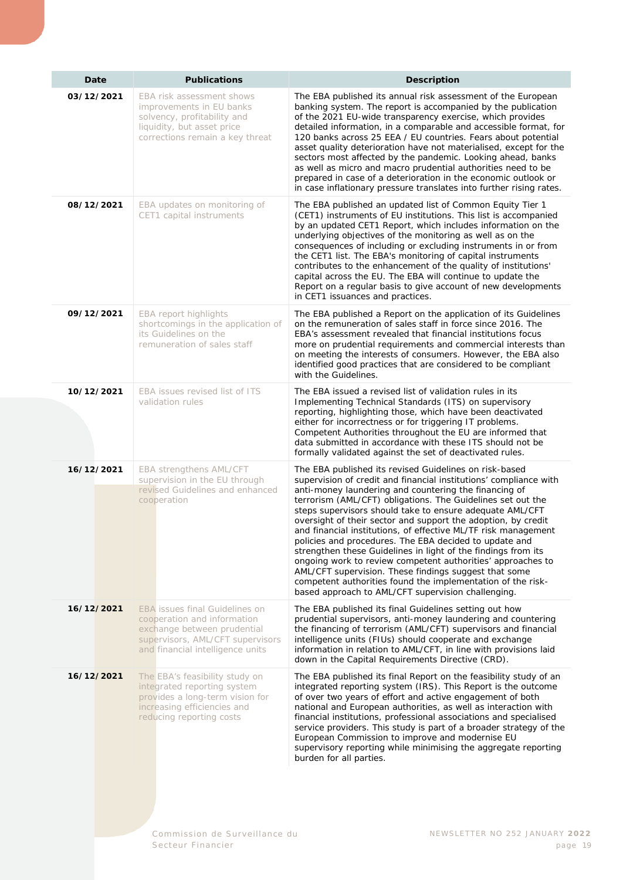| Date | Publications | Description |
|---|---|---|
| **03/12/2021** | EBA risk assessment shows improvements in EU banks solvency, profitability and liquidity, but asset price corrections remain a key threat | The EBA published its annual risk assessment of the European banking system. The report is accompanied by the publication of the 2021 EU-wide transparency exercise, which provides detailed information, in a comparable and accessible format, for 120 banks across 25 EEA / EU countries. Fears about potential asset quality deterioration have not materialised, except for the sectors most affected by the pandemic. Looking ahead, banks as well as micro and macro prudential authorities need to be prepared in case of a deterioration in the economic outlook or in case inflationary pressure translates into further rising rates. |
| **08/12/2021** | EBA updates on monitoring of CET1 capital instruments | The EBA published an updated list of Common Equity Tier 1 (CET1) instruments of EU institutions. This list is accompanied by an updated CET1 Report, which includes information on the underlying objectives of the monitoring as well as on the consequences of including or excluding instruments in or from the CET1 list. The EBA's monitoring of capital instruments contributes to the enhancement of the quality of institutions' capital across the EU. The EBA will continue to update the Report on a regular basis to give account of new developments in CET1 issuances and practices. |
| **09/12/2021** | EBA report highlights shortcomings in the application of its Guidelines on the remuneration of sales staff | The EBA published a Report on the application of its Guidelines on the remuneration of sales staff in force since 2016. The EBA's assessment revealed that financial institutions focus more on prudential requirements and commercial interests than on meeting the interests of consumers. However, the EBA also identified good practices that are considered to be compliant with the Guidelines. |
| **10/12/2021** | EBA issues revised list of ITS validation rules | The EBA issued a revised list of validation rules in its Implementing Technical Standards (ITS) on supervisory reporting, highlighting those, which have been deactivated either for incorrectness or for triggering IT problems. Competent Authorities throughout the EU are informed that data submitted in accordance with these ITS should not be formally validated against the set of deactivated rules. |
| **16/12/2021** | EBA strengthens AML/CFT supervision in the EU through revised Guidelines and enhanced cooperation | The EBA published its revised Guidelines on risk-based supervision of credit and financial institutions' compliance with anti-money laundering and countering the financing of terrorism (AML/CFT) obligations. The Guidelines set out the steps supervisors should take to ensure adequate AML/CFT oversight of their sector and support the adoption, by credit and financial institutions, of effective ML/TF risk management policies and procedures. The EBA decided to update and strengthen these Guidelines in light of the findings from its ongoing work to review competent authorities' approaches to AML/CFT supervision. These findings suggest that some competent authorities found the implementation of the risk-based approach to AML/CFT supervision challenging. |
| **16/12/2021** | EBA issues final Guidelines on cooperation and information exchange between prudential supervisors, AML/CFT supervisors and financial intelligence units | The EBA published its final Guidelines setting out how prudential supervisors, anti-money laundering and countering the financing of terrorism (AML/CFT) supervisors and financial intelligence units (FIUs) should cooperate and exchange information in relation to AML/CFT, in line with provisions laid down in the Capital Requirements Directive (CRD). |
| **16/12/2021** | The EBA's feasibility study on integrated reporting system provides a long-term vision for increasing efficiencies and reducing reporting costs | The EBA published its final Report on the feasibility study of an integrated reporting system (IRS). This Report is the outcome of over two years of effort and active engagement of both national and European authorities, as well as interaction with financial institutions, professional associations and specialised service providers. This study is part of a broader strategy of the European Commission to improve and modernise EU supervisory reporting while minimising the aggregate reporting burden for all parties. |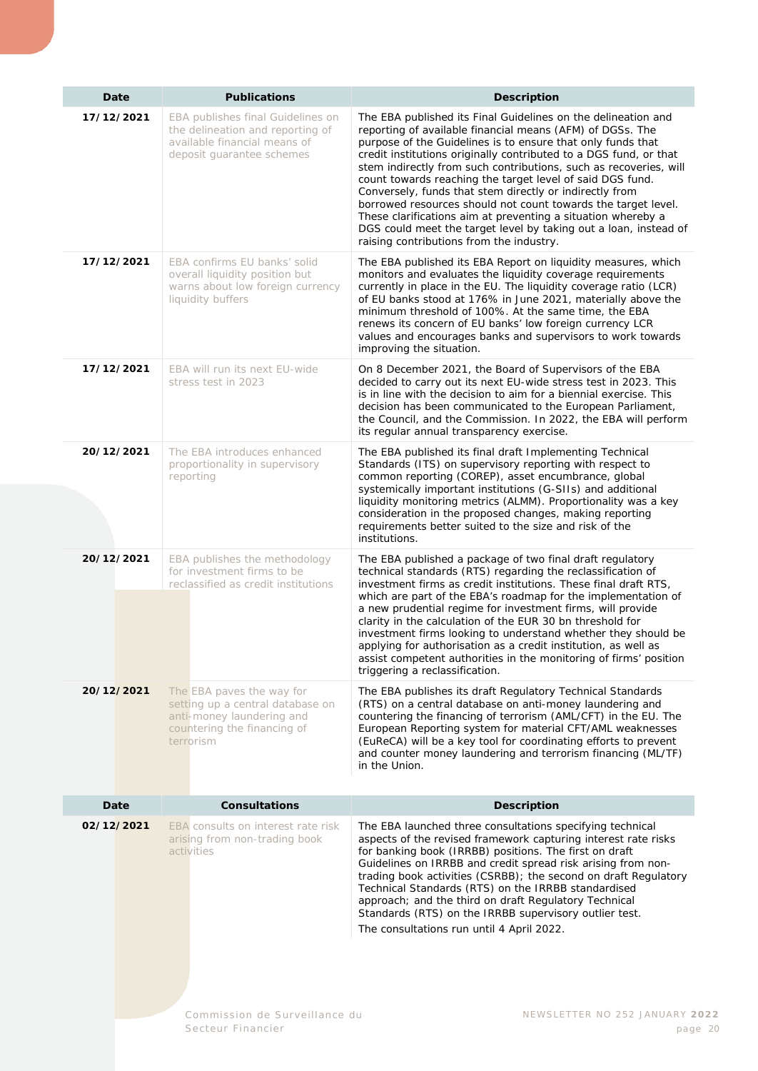| Date | Publications | Description |
|---|---|---|
| 17/12/2021 | EBA publishes final Guidelines on the delineation and reporting of available financial means of deposit guarantee schemes | The EBA published its Final Guidelines on the delineation and reporting of available financial means (AFM) of DGSs. The purpose of the Guidelines is to ensure that only funds that credit institutions originally contributed to a DGS fund, or that stem indirectly from such contributions, such as recoveries, will count towards reaching the target level of said DGS fund. Conversely, funds that stem directly or indirectly from borrowed resources should not count towards the target level. These clarifications aim at preventing a situation whereby a DGS could meet the target level by taking out a loan, instead of raising contributions from the industry. |
| 17/12/2021 | EBA confirms EU banks' solid overall liquidity position but warns about low foreign currency liquidity buffers | The EBA published its EBA Report on liquidity measures, which monitors and evaluates the liquidity coverage requirements currently in place in the EU. The liquidity coverage ratio (LCR) of EU banks stood at 176% in June 2021, materially above the minimum threshold of 100%. At the same time, the EBA renews its concern of EU banks' low foreign currency LCR values and encourages banks and supervisors to work towards improving the situation. |
| 17/12/2021 | EBA will run its next EU-wide stress test in 2023 | On 8 December 2021, the Board of Supervisors of the EBA decided to carry out its next EU-wide stress test in 2023. This is in line with the decision to aim for a biennial exercise. This decision has been communicated to the European Parliament, the Council, and the Commission. In 2022, the EBA will perform its regular annual transparency exercise. |
| 20/12/2021 | The EBA introduces enhanced proportionality in supervisory reporting | The EBA published its final draft Implementing Technical Standards (ITS) on supervisory reporting with respect to common reporting (COREP), asset encumbrance, global systemically important institutions (G-SIIs) and additional liquidity monitoring metrics (ALMM). Proportionality was a key consideration in the proposed changes, making reporting requirements better suited to the size and risk of the institutions. |
| 20/12/2021 | EBA publishes the methodology for investment firms to be reclassified as credit institutions | The EBA published a package of two final draft regulatory technical standards (RTS) regarding the reclassification of investment firms as credit institutions. These final draft RTS, which are part of the EBA's roadmap for the implementation of a new prudential regime for investment firms, will provide clarity in the calculation of the EUR 30 bn threshold for investment firms looking to understand whether they should be applying for authorisation as a credit institution, as well as assist competent authorities in the monitoring of firms' position triggering a reclassification. |
| 20/12/2021 | The EBA paves the way for setting up a central database on anti-money laundering and countering the financing of terrorism | The EBA publishes its draft Regulatory Technical Standards (RTS) on a central database on anti-money laundering and countering the financing of terrorism (AML/CFT) in the EU. The European Reporting system for material CFT/AML weaknesses (EuReCA) will be a key tool for coordinating efforts to prevent and counter money laundering and terrorism financing (ML/TF) in the Union. |

| Date | Consultations | Description |
|---|---|---|
| 02/12/2021 | EBA consults on interest rate risk arising from non-trading book activities | The EBA launched three consultations specifying technical aspects of the revised framework capturing interest rate risks for banking book (IRRBB) positions. The first on draft Guidelines on IRRBB and credit spread risk arising from non-trading book activities (CSRBB); the second on draft Regulatory Technical Standards (RTS) on the IRRBB standardised approach; and the third on draft Regulatory Technical Standards (RTS) on the IRRBB supervisory outlier test. The consultations run until 4 April 2022. |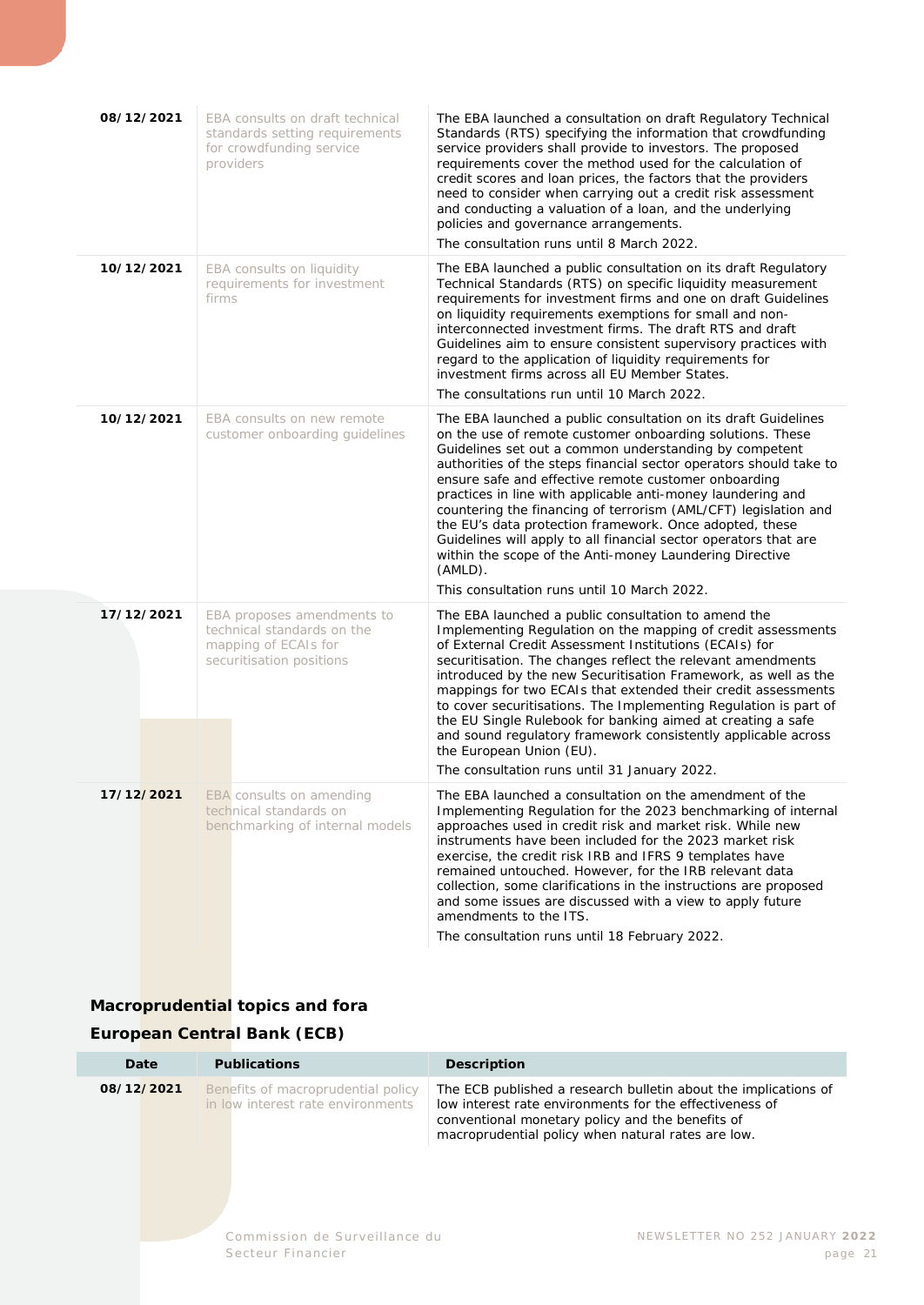| Date | Publications | Description |
|---|---|---|
| 08/12/2021 | EBA consults on draft technical standards setting requirements for crowdfunding service providers | The EBA launched a consultation on draft Regulatory Technical Standards (RTS) specifying the information that crowdfunding service providers shall provide to investors. The proposed requirements cover the method used for the calculation of credit scores and loan prices, the factors that the providers need to consider when carrying out a credit risk assessment and conducting a valuation of a loan, and the underlying policies and governance arrangements.<br>The consultation runs until 8 March 2022. |
| 10/12/2021 | EBA consults on liquidity requirements for investment firms | The EBA launched a public consultation on its draft Regulatory Technical Standards (RTS) on specific liquidity measurement requirements for investment firms and one on draft Guidelines on liquidity requirements exemptions for small and non-interconnected investment firms. The draft RTS and draft Guidelines aim to ensure consistent supervisory practices with regard to the application of liquidity requirements for investment firms across all EU Member States.<br>The consultations run until 10 March 2022. |
| 10/12/2021 | EBA consults on new remote customer onboarding guidelines | The EBA launched a public consultation on its draft Guidelines on the use of remote customer onboarding solutions. These Guidelines set out a common understanding by competent authorities of the steps financial sector operators should take to ensure safe and effective remote customer onboarding practices in line with applicable anti-money laundering and countering the financing of terrorism (AML/CFT) legislation and the EU's data protection framework. Once adopted, these Guidelines will apply to all financial sector operators that are within the scope of the Anti-money Laundering Directive (AMLD).<br>This consultation runs until 10 March 2022. |
| 17/12/2021 | EBA proposes amendments to technical standards on the mapping of ECAIs for securitisation positions | The EBA launched a public consultation to amend the Implementing Regulation on the mapping of credit assessments of External Credit Assessment Institutions (ECAIs) for securitisation. The changes reflect the relevant amendments introduced by the new Securitisation Framework, as well as the mappings for two ECAIs that extended their credit assessments to cover securitisations. The Implementing Regulation is part of the EU Single Rulebook for banking aimed at creating a safe and sound regulatory framework consistently applicable across the European Union (EU).<br>The consultation runs until 31 January 2022. |
| 17/12/2021 | EBA consults on amending technical standards on benchmarking of internal models | The EBA launched a consultation on the amendment of the Implementing Regulation for the 2023 benchmarking of internal approaches used in credit risk and market risk. While new instruments have been included for the 2023 market risk exercise, the credit risk IRB and IFRS 9 templates have remained untouched. However, for the IRB relevant data collection, some clarifications in the instructions are proposed and some issues are discussed with a view to apply future amendments to the ITS.<br>The consultation runs until 18 February 2022. |

## Macroprudential topics and fora

### European Central Bank (ECB)

| Date | Publications | Description |
|---|---|---|
| 08/12/2021 | Benefits of macroprudential policy in low interest rate environments | The ECB published a research bulletin about the implications of low interest rate environments for the effectiveness of conventional monetary policy and the benefits of macroprudential policy when natural rates are low. |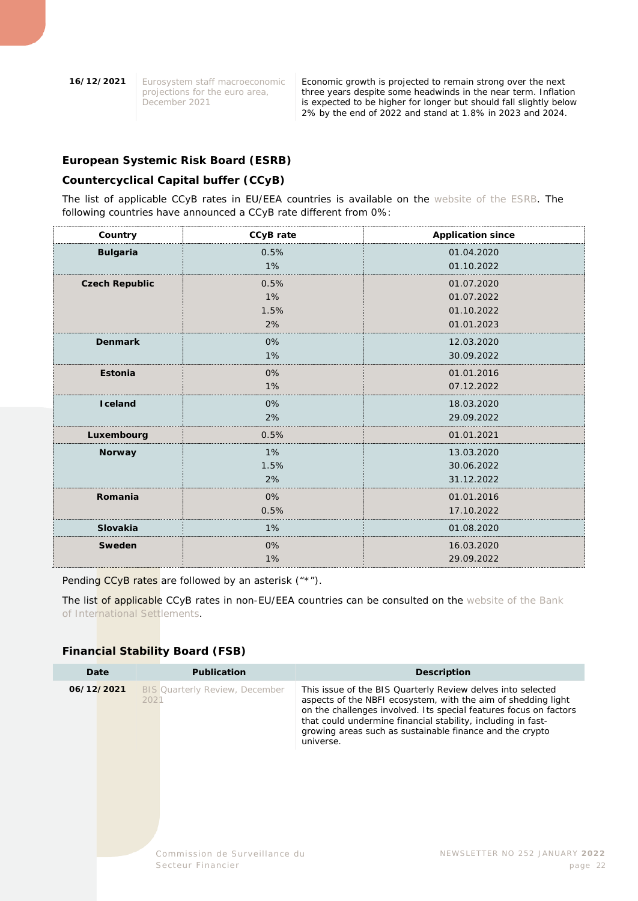| 16/12/2021 | Eurosystem staff macroeconomic projections for the euro area, December 2021 | Economic growth is projected to remain strong over the next three years despite some headwinds in the near term. Inflation is expected to be higher for longer but should fall slightly below 2% by the end of 2022 and stand at 1.8% in 2023 and 2024. |
|---|---|---|

## European Systemic Risk Board (ESRB)

### Countercyclical Capital buffer (CCyB)

The list of applicable CCyB rates in EU/EEA countries is available on the website of the ESRB. The following countries have announced a CCyB rate different from 0%:

| Country | CCyB rate | Application since |
|---|---|---|
| **Bulgaria** | 0.5% | 01.04.2020 |
| | 1% | 01.10.2022 |
| **Czech Republic** | 0.5% | 01.07.2020 |
| | 1% | 01.07.2022 |
| | 1.5% | 01.10.2022 |
| | 2% | 01.01.2023 |
| **Denmark** | 0% | 12.03.2020 |
| | 1% | 30.09.2022 |
| **Estonia** | 0% | 01.01.2016 |
| | 1% | 07.12.2022 |
| **Iceland** | 0% | 18.03.2020 |
| | 2% | 29.09.2022 |
| **Luxembourg** | 0.5% | 01.01.2021 |
| **Norway** | 1% | 13.03.2020 |
| | 1.5% | 30.06.2022 |
| | 2% | 31.12.2022 |
| **Romania** | 0% | 01.01.2016 |
| | 0.5% | 17.10.2022 |
| **Slovakia** | 1% | 01.08.2020 |
| **Sweden** | 0% | 16.03.2020 |
| | 1% | 29.09.2022 |

Pending CCyB rates are followed by an asterisk ("*").

The list of applicable CCyB rates in non-EU/EEA countries can be consulted on the website of the Bank of International Settlements.

## Financial Stability Board (FSB)

| Date | Publication | Description |
|---|---|---|
| 06/12/2021 | BIS Quarterly Review, December 2021 | This issue of the BIS Quarterly Review delves into selected aspects of the NBFI ecosystem, with the aim of shedding light on the challenges involved. Its special features focus on factors that could undermine financial stability, including in fast-growing areas such as sustainable finance and the crypto universe. |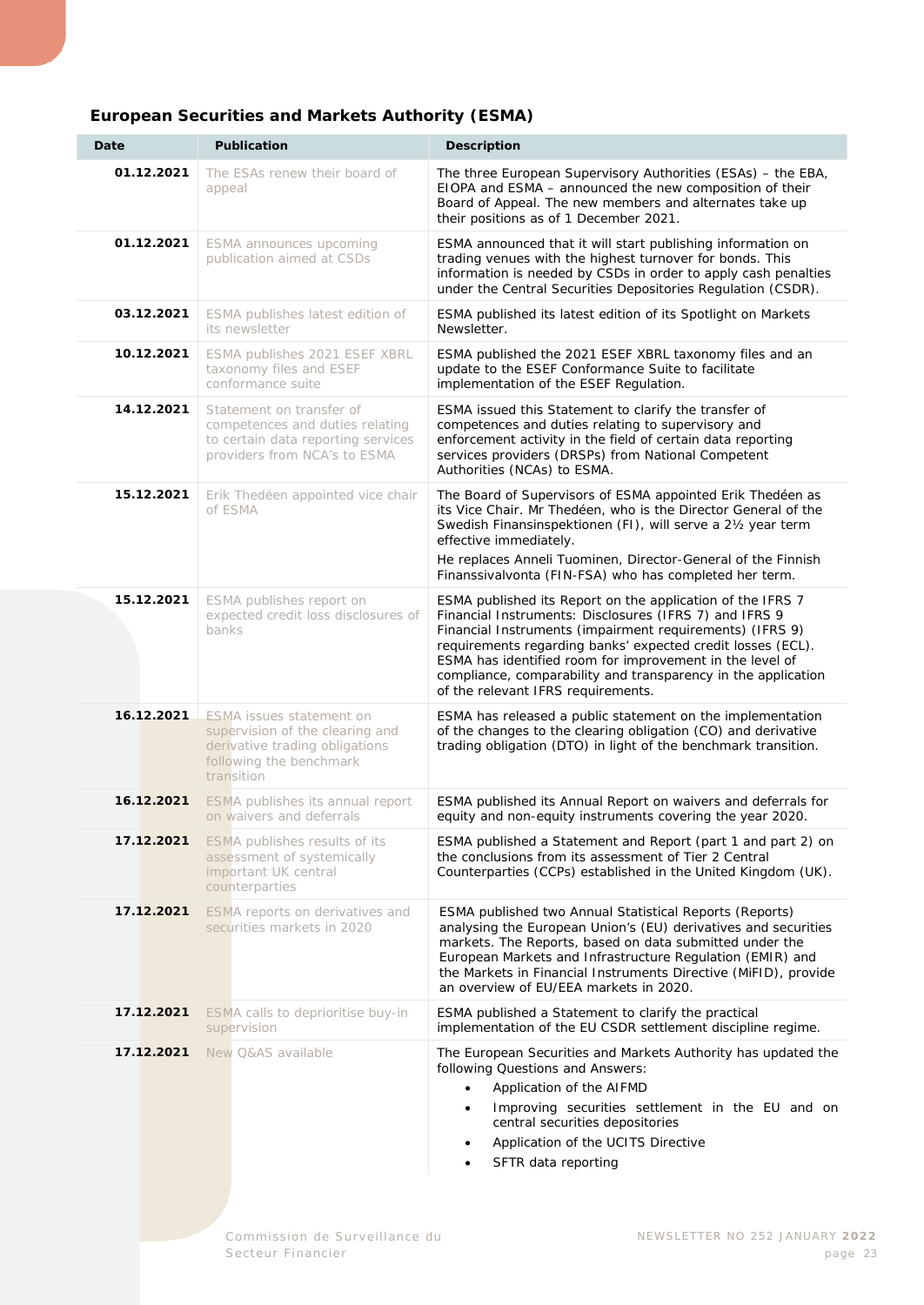### European Securities and Markets Authority (ESMA)

| Date | Publication | Description |
|---|---|---|
| **01.12.2021** | The ESAs renew their board of appeal | The three European Supervisory Authorities (ESAs) – the EBA, EIOPA and ESMA – announced the new composition of their Board of Appeal. The new members and alternates take up their positions as of 1 December 2021. |
| **01.12.2021** | ESMA announces upcoming publication aimed at CSDs | ESMA announced that it will start publishing information on trading venues with the highest turnover for bonds. This information is needed by CSDs in order to apply cash penalties under the Central Securities Depositories Regulation (CSDR). |
| **03.12.2021** | ESMA publishes latest edition of its newsletter | ESMA published its latest edition of its Spotlight on Markets Newsletter. |
| **10.12.2021** | ESMA publishes 2021 ESEF XBRL taxonomy files and ESEF conformance suite | ESMA published the 2021 ESEF XBRL taxonomy files and an update to the ESEF Conformance Suite to facilitate implementation of the ESEF Regulation. |
| **14.12.2021** | Statement on transfer of competences and duties relating to certain data reporting services providers from NCA's to ESMA | ESMA issued this Statement to clarify the transfer of competences and duties relating to supervisory and enforcement activity in the field of certain data reporting services providers (DRSPs) from National Competent Authorities (NCAs) to ESMA. |
| **15.12.2021** | Erik Thedéen appointed vice chair of ESMA | The Board of Supervisors of ESMA appointed Erik Thedéen as its Vice Chair. Mr Thedéen, who is the Director General of the Swedish Finansinspektionen (FI), will serve a 2½ year term effective immediately.<br><br>He replaces Anneli Tuominen, Director-General of the Finnish Finanssivalvonta (FIN-FSA) who has completed her term. |
| **15.12.2021** | ESMA publishes report on expected credit loss disclosures of banks | ESMA published its Report on the application of the IFRS 7 Financial Instruments: Disclosures (IFRS 7) and IFRS 9 Financial Instruments (impairment requirements) (IFRS 9) requirements regarding banks' expected credit losses (ECL). ESMA has identified room for improvement in the level of compliance, comparability and transparency in the application of the relevant IFRS requirements. |
| **16.12.2021** | ESMA issues statement on supervision of the clearing and derivative trading obligations following the benchmark transition | ESMA has released a public statement on the implementation of the changes to the clearing obligation (CO) and derivative trading obligation (DTO) in light of the benchmark transition. |
| **16.12.2021** | ESMA publishes its annual report on waivers and deferrals | ESMA published its Annual Report on waivers and deferrals for equity and non-equity instruments covering the year 2020. |
| **17.12.2021** | ESMA publishes results of its assessment of systemically important UK central counterparties | ESMA published a Statement and Report (part 1 and part 2) on the conclusions from its assessment of Tier 2 Central Counterparties (CCPs) established in the United Kingdom (UK). |
| **17.12.2021** | ESMA reports on derivatives and securities markets in 2020 | ESMA published two Annual Statistical Reports (Reports) analysing the European Union's (EU) derivatives and securities markets. The Reports, based on data submitted under the European Markets and Infrastructure Regulation (EMIR) and the Markets in Financial Instruments Directive (MiFID), provide an overview of EU/EEA markets in 2020. |
| **17.12.2021** | ESMA calls to deprioritise buy-in supervision | ESMA published a Statement to clarify the practical implementation of the EU CSDR settlement discipline regime. |
| **17.12.2021** | New Q&AS available | The European Securities and Markets Authority has updated the following Questions and Answers:<br>• Application of the AIFMD<br>• Improving securities settlement in the EU and on central securities depositories<br>• Application of the UCITS Directive<br>• SFTR data reporting |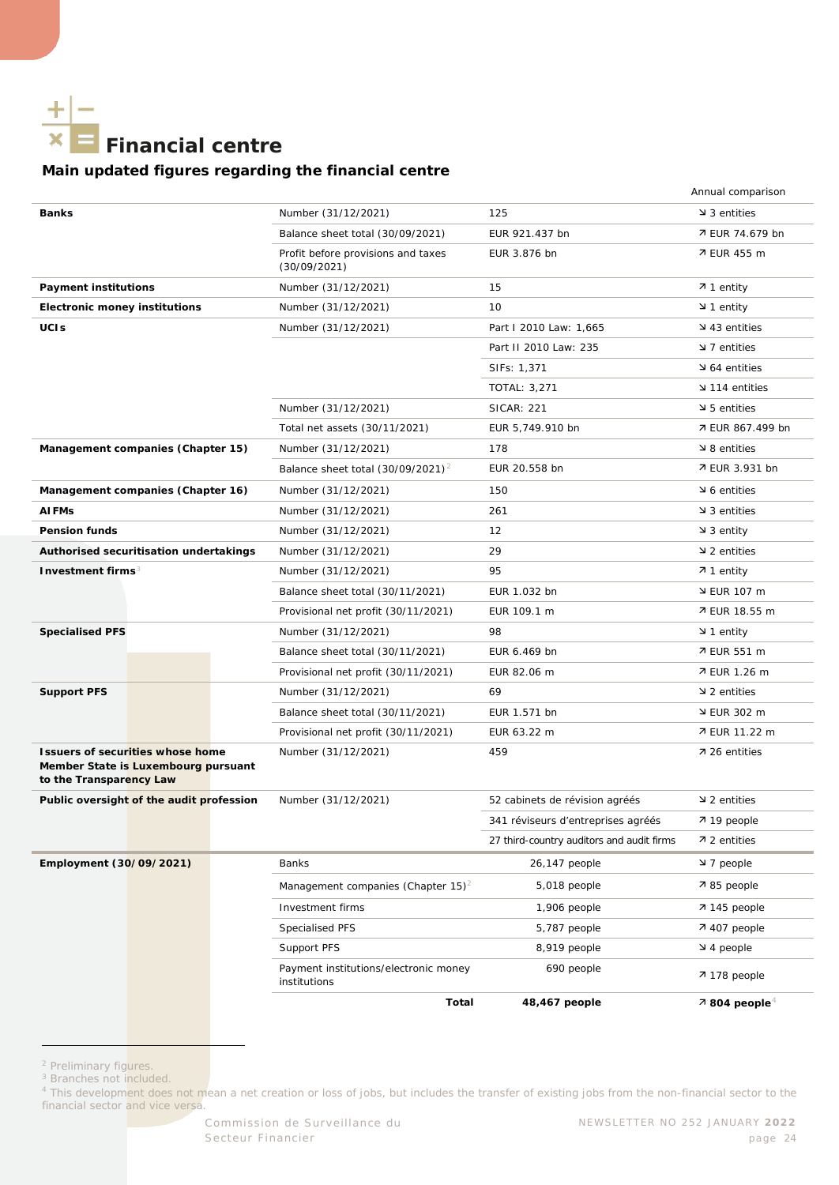# Financial centre

## Main updated figures regarding the financial centre

| | | | Annual comparison |
|---|---|---|---|
| **Banks** | Number (31/12/2021) | 125 | ↘ 3 entities |
| | Balance sheet total (30/09/2021) | EUR 921.437 bn | ↗ EUR 74.679 bn |
| | Profit before provisions and taxes (30/09/2021) | EUR 3.876 bn | ↗ EUR 455 m |
| **Payment institutions** | Number (31/12/2021) | 15 | ↗ 1 entity |
| **Electronic money institutions** | Number (31/12/2021) | 10 | ↘ 1 entity |
| **UCIs** | Number (31/12/2021) | Part I 2010 Law: 1,665 | ↘ 43 entities |
| | | Part II 2010 Law: 235 | ↘ 7 entities |
| | | SIFs: 1,371 | ↘ 64 entities |
| | | TOTAL: 3,271 | ↘ 114 entities |
| | Number (31/12/2021) | SICAR: 221 | ↘ 5 entities |
| | Total net assets (30/11/2021) | EUR 5,749.910 bn | ↗ EUR 867.499 bn |
| **Management companies (Chapter 15)** | Number (31/12/2021) | 178 | ↘ 8 entities |
| | Balance sheet total (30/09/2021)[2] | EUR 20.558 bn | ↗ EUR 3.931 bn |
| **Management companies (Chapter 16)** | Number (31/12/2021) | 150 | ↘ 6 entities |
| **AIFMs** | Number (31/12/2021) | 261 | ↘ 3 entities |
| **Pension funds** | Number (31/12/2021) | 12 | ↘ 3 entity |
| **Authorised securitisation undertakings** | Number (31/12/2021) | 29 | ↘ 2 entities |
| **Investment firms**[3] | Number (31/12/2021) | 95 | ↗ 1 entity |
| | Balance sheet total (30/11/2021) | EUR 1.032 bn | ↘ EUR 107 m |
| | Provisional net profit (30/11/2021) | EUR 109.1 m | ↗ EUR 18.55 m |
| **Specialised PFS** | Number (31/12/2021) | 98 | ↘ 1 entity |
| | Balance sheet total (30/11/2021) | EUR 6.469 bn | ↗ EUR 551 m |
| | Provisional net profit (30/11/2021) | EUR 82.06 m | ↗ EUR 1.26 m |
| **Support PFS** | Number (31/12/2021) | 69 | ↘ 2 entities |
| | Balance sheet total (30/11/2021) | EUR 1.571 bn | ↘ EUR 302 m |
| | Provisional net profit (30/11/2021) | EUR 63.22 m | ↗ EUR 11.22 m |
| **Issuers of securities whose home Member State is Luxembourg pursuant to the Transparency Law** | Number (31/12/2021) | 459 | ↗ 26 entities |
| **Public oversight of the audit profession** | Number (31/12/2021) | 52 cabinets de révision agréés | ↘ 2 entities |
| | | 341 réviseurs d'entreprises agréés | ↗ 19 people |
| | | 27 third-country auditors and audit firms | ↗ 2 entities |
| **Employment (30/09/2021)** | Banks | 26,147 people | ↘ 7 people |
| | Management companies (Chapter 15)[2] | 5,018 people | ↗ 85 people |
| | Investment firms | 1,906 people | ↗ 145 people |
| | Specialised PFS | 5,787 people | ↗ 407 people |
| | Support PFS | 8,919 people | ↘ 4 people |
| | Payment institutions/electronic money institutions | 690 people | ↗ 178 people |
| | **Total** | **48,467 people** | ↗ **804 people**[4] |

[2] Preliminary figures.
[3] Branches not included.
[4] This development does not mean a net creation or loss of jobs, but includes the transfer of existing jobs from the non-financial sector to the financial sector and vice versa.